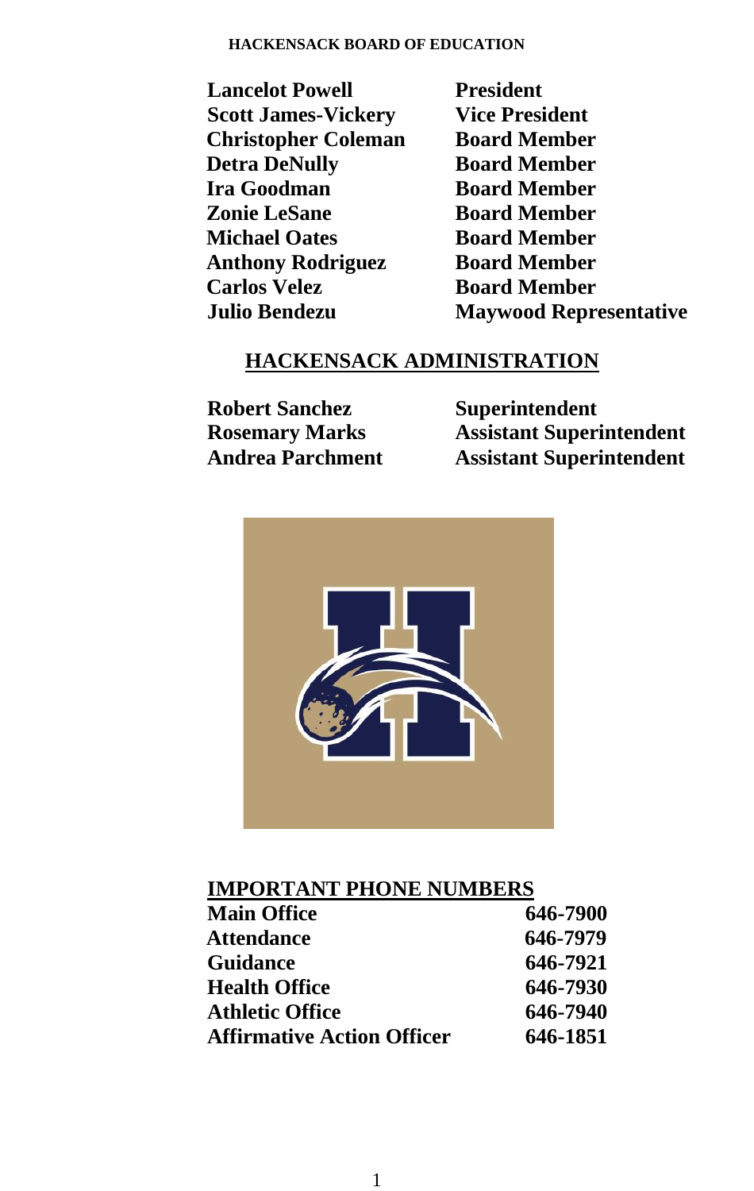## HACKENSACK BOARD OF EDUCATION

| | |
|---|---|
| **Lancelot Powell** | **President** |
| **Scott James-Vickery** | **Vice President** |
| **Christopher Coleman** | **Board Member** |
| **Detra DeNully** | **Board Member** |
| **Ira Goodman** | **Board Member** |
| **Zonie LeSane** | **Board Member** |
| **Michael Oates** | **Board Member** |
| **Anthony Rodriguez** | **Board Member** |
| **Carlos Velez** | **Board Member** |
| **Julio Bendezu** | **Maywood Representative** |

## HACKENSACK ADMINISTRATION

| | |
|---|---|
| **Robert Sanchez** | **Superintendent** |
| **Rosemary Marks** | **Assistant Superintendent** |
| **Andrea Parchment** | **Assistant Superintendent** |

## IMPORTANT PHONE NUMBERS

| | |
|---|---|
| **Main Office** | **646-7900** |
| **Attendance** | **646-7979** |
| **Guidance** | **646-7921** |
| **Health Office** | **646-7930** |
| **Athletic Office** | **646-7940** |
| **Affirmative Action Officer** | **646-1851** |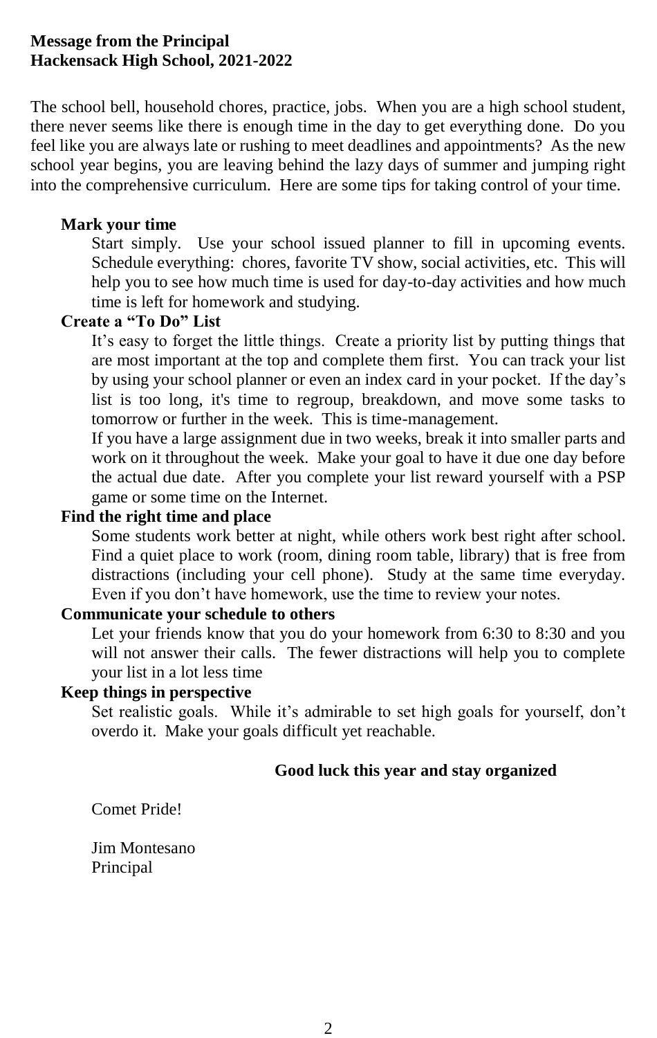**Message from the Principal**
**Hackensack High School, 2021-2022**

The school bell, household chores, practice, jobs. When you are a high school student, there never seems like there is enough time in the day to get everything done. Do you feel like you are always late or rushing to meet deadlines and appointments? As the new school year begins, you are leaving behind the lazy days of summer and jumping right into the comprehensive curriculum. Here are some tips for taking control of your time.

**Mark your time**

Start simply. Use your school issued planner to fill in upcoming events. Schedule everything: chores, favorite TV show, social activities, etc. This will help you to see how much time is used for day-to-day activities and how much time is left for homework and studying.

**Create a "To Do" List**

It's easy to forget the little things. Create a priority list by putting things that are most important at the top and complete them first. You can track your list by using your school planner or even an index card in your pocket. If the day's list is too long, it's time to regroup, breakdown, and move some tasks to tomorrow or further in the week. This is time-management.

If you have a large assignment due in two weeks, break it into smaller parts and work on it throughout the week. Make your goal to have it due one day before the actual due date. After you complete your list reward yourself with a PSP game or some time on the Internet.

**Find the right time and place**

Some students work better at night, while others work best right after school. Find a quiet place to work (room, dining room table, library) that is free from distractions (including your cell phone). Study at the same time everyday. Even if you don't have homework, use the time to review your notes.

**Communicate your schedule to others**

Let your friends know that you do your homework from 6:30 to 8:30 and you will not answer their calls. The fewer distractions will help you to complete your list in a lot less time

**Keep things in perspective**

Set realistic goals. While it's admirable to set high goals for yourself, don't overdo it. Make your goals difficult yet reachable.

**Good luck this year and stay organized**

Comet Pride!

Jim Montesano
Principal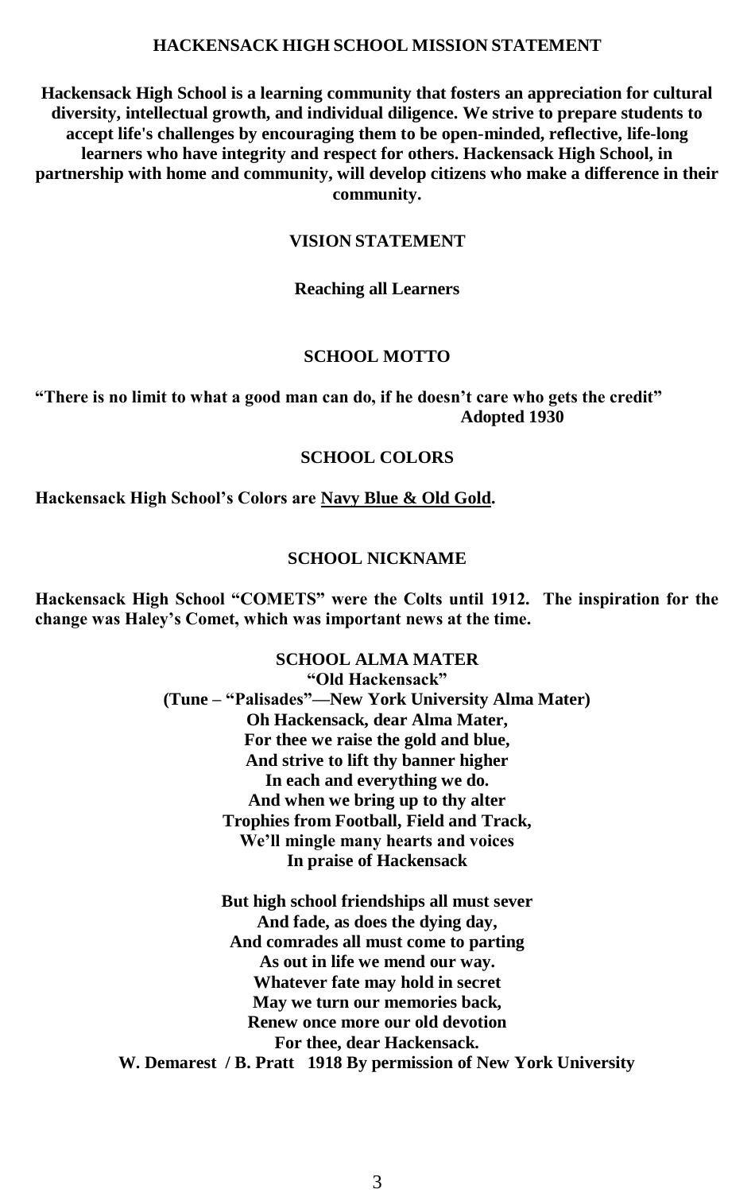## HACKENSACK HIGH SCHOOL MISSION STATEMENT

**Hackensack High School is a learning community that fosters an appreciation for cultural diversity, intellectual growth, and individual diligence. We strive to prepare students to accept life's challenges by encouraging them to be open-minded, reflective, life-long learners who have integrity and respect for others. Hackensack High School, in partnership with home and community, will develop citizens who make a difference in their community.**

## VISION STATEMENT

**Reaching all Learners**

## SCHOOL MOTTO

**"There is no limit to what a good man can do, if he doesn't care who gets the credit"**
**Adopted 1930**

## SCHOOL COLORS

**Hackensack High School's Colors are Navy Blue & Old Gold.**

## SCHOOL NICKNAME

**Hackensack High School "COMETS" were the Colts until 1912. The inspiration for the change was Haley's Comet, which was important news at the time.**

## SCHOOL ALMA MATER

**"Old Hackensack"**
**(Tune – "Palisades"—New York University Alma Mater)**

**Oh Hackensack, dear Alma Mater,**
**For thee we raise the gold and blue,**
**And strive to lift thy banner higher**
**In each and everything we do.**
**And when we bring up to thy alter**
**Trophies from Football, Field and Track,**
**We'll mingle many hearts and voices**
**In praise of Hackensack**

**But high school friendships all must sever**
**And fade, as does the dying day,**
**And comrades all must come to parting**
**As out in life we mend our way.**
**Whatever fate may hold in secret**
**May we turn our memories back,**
**Renew once more our old devotion**
**For thee, dear Hackensack.**

**W. Demarest / B. Pratt 1918 By permission of New York University**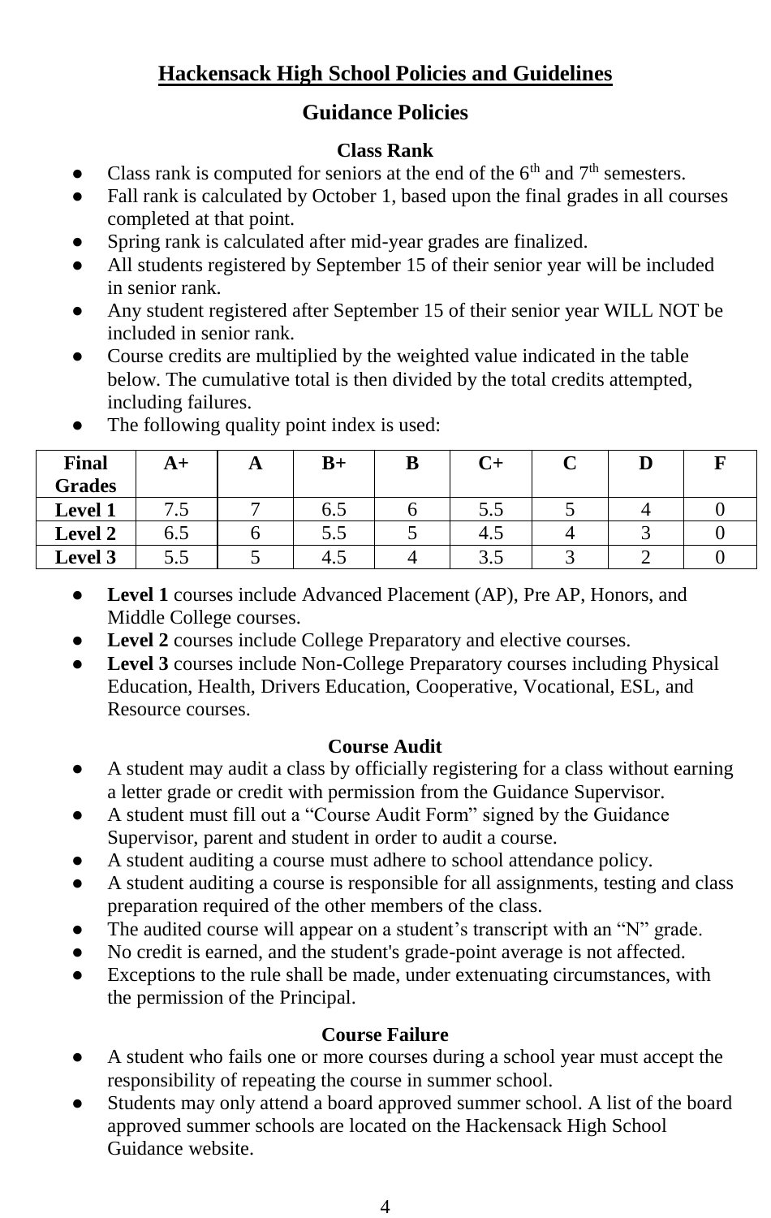# Hackensack High School Policies and Guidelines

## Guidance Policies

### Class Rank

- Class rank is computed for seniors at the end of the 6th and 7th semesters.
- Fall rank is calculated by October 1, based upon the final grades in all courses completed at that point.
- Spring rank is calculated after mid-year grades are finalized.
- All students registered by September 15 of their senior year will be included in senior rank.
- Any student registered after September 15 of their senior year WILL NOT be included in senior rank.
- Course credits are multiplied by the weighted value indicated in the table below. The cumulative total is then divided by the total credits attempted, including failures.
- The following quality point index is used:

| Final Grades | A+ | A | B+ | B | C+ | C | D | F |
|---|---|---|---|---|---|---|---|---|
| **Level 1** | 7.5 | 7 | 6.5 | 6 | 5.5 | 5 | 4 | 0 |
| **Level 2** | 6.5 | 6 | 5.5 | 5 | 4.5 | 4 | 3 | 0 |
| **Level 3** | 5.5 | 5 | 4.5 | 4 | 3.5 | 3 | 2 | 0 |

- **Level 1** courses include Advanced Placement (AP), Pre AP, Honors, and Middle College courses.
- **Level 2** courses include College Preparatory and elective courses.
- **Level 3** courses include Non-College Preparatory courses including Physical Education, Health, Drivers Education, Cooperative, Vocational, ESL, and Resource courses.

### Course Audit

- A student may audit a class by officially registering for a class without earning a letter grade or credit with permission from the Guidance Supervisor.
- A student must fill out a "Course Audit Form" signed by the Guidance Supervisor, parent and student in order to audit a course.
- A student auditing a course must adhere to school attendance policy.
- A student auditing a course is responsible for all assignments, testing and class preparation required of the other members of the class.
- The audited course will appear on a student's transcript with an "N" grade.
- No credit is earned, and the student's grade-point average is not affected.
- Exceptions to the rule shall be made, under extenuating circumstances, with the permission of the Principal.

### Course Failure

- A student who fails one or more courses during a school year must accept the responsibility of repeating the course in summer school.
- Students may only attend a board approved summer school. A list of the board approved summer schools are located on the Hackensack High School Guidance website.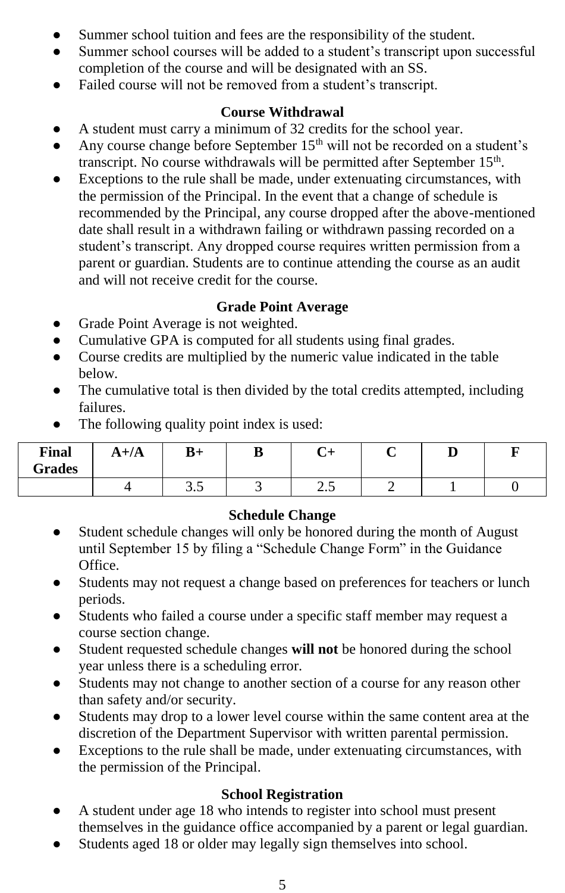- Summer school tuition and fees are the responsibility of the student.
- Summer school courses will be added to a student's transcript upon successful completion of the course and will be designated with an SS.
- Failed course will not be removed from a student's transcript.

### Course Withdrawal

- A student must carry a minimum of 32 credits for the school year.
- Any course change before September 15th will not be recorded on a student's transcript. No course withdrawals will be permitted after September 15th.
- Exceptions to the rule shall be made, under extenuating circumstances, with the permission of the Principal. In the event that a change of schedule is recommended by the Principal, any course dropped after the above-mentioned date shall result in a withdrawn failing or withdrawn passing recorded on a student's transcript. Any dropped course requires written permission from a parent or guardian. Students are to continue attending the course as an audit and will not receive credit for the course.

### Grade Point Average

- Grade Point Average is not weighted.
- Cumulative GPA is computed for all students using final grades.
- Course credits are multiplied by the numeric value indicated in the table below.
- The cumulative total is then divided by the total credits attempted, including failures.
- The following quality point index is used:

| Final Grades | A+/A | B+ | B | C+ | C | D | F |
|---|---|---|---|---|---|---|---|
| | 4 | 3.5 | 3 | 2.5 | 2 | 1 | 0 |

### Schedule Change

- Student schedule changes will only be honored during the month of August until September 15 by filing a "Schedule Change Form" in the Guidance Office.
- Students may not request a change based on preferences for teachers or lunch periods.
- Students who failed a course under a specific staff member may request a course section change.
- Student requested schedule changes **will not** be honored during the school year unless there is a scheduling error.
- Students may not change to another section of a course for any reason other than safety and/or security.
- Students may drop to a lower level course within the same content area at the discretion of the Department Supervisor with written parental permission.
- Exceptions to the rule shall be made, under extenuating circumstances, with the permission of the Principal.

### School Registration

- A student under age 18 who intends to register into school must present themselves in the guidance office accompanied by a parent or legal guardian.
- Students aged 18 or older may legally sign themselves into school.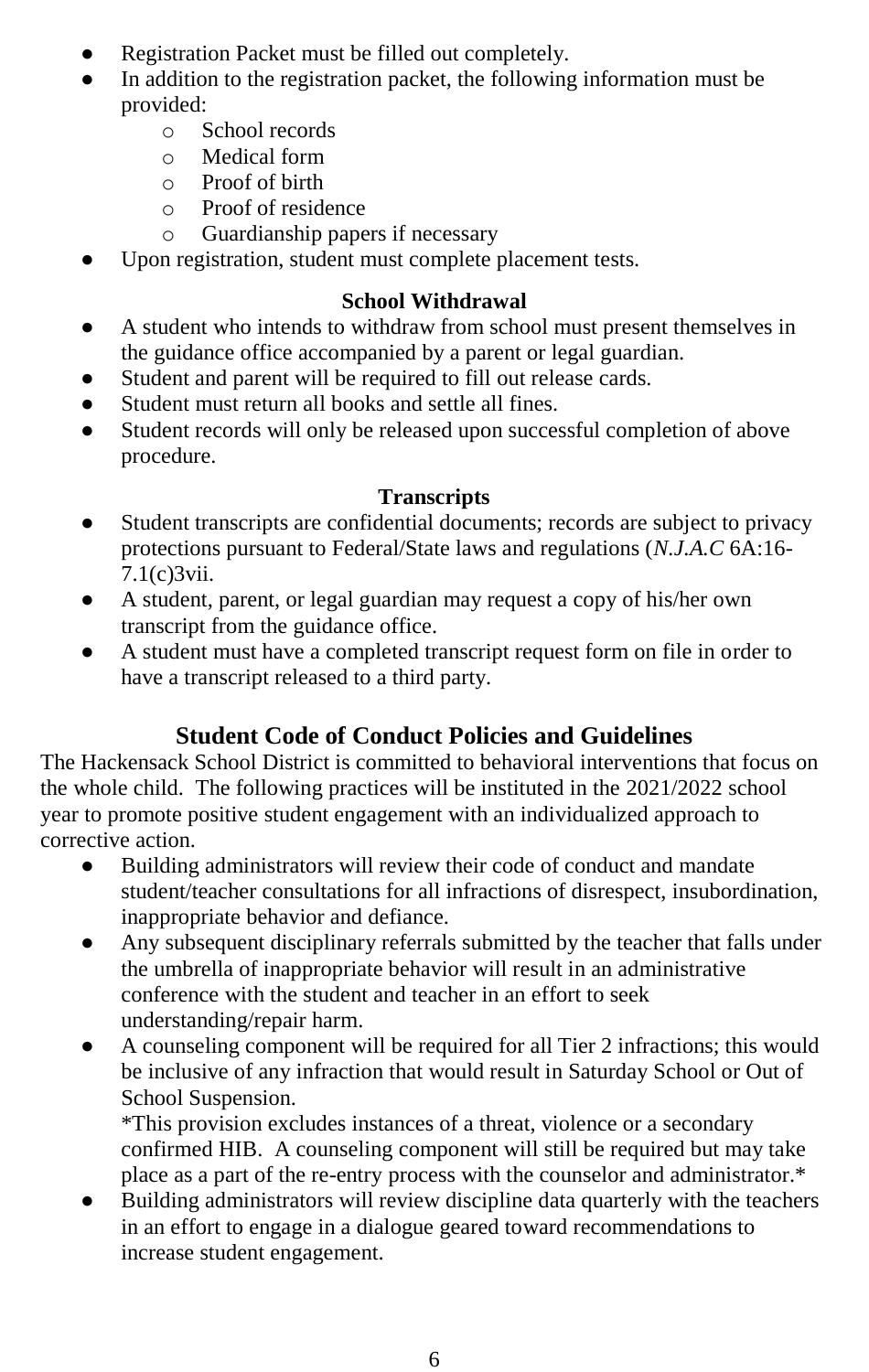- Registration Packet must be filled out completely.
- In addition to the registration packet, the following information must be provided:
  - School records
  - Medical form
  - Proof of birth
  - Proof of residence
  - Guardianship papers if necessary
- Upon registration, student must complete placement tests.

### School Withdrawal

- A student who intends to withdraw from school must present themselves in the guidance office accompanied by a parent or legal guardian.
- Student and parent will be required to fill out release cards.
- Student must return all books and settle all fines.
- Student records will only be released upon successful completion of above procedure.

### Transcripts

- Student transcripts are confidential documents; records are subject to privacy protections pursuant to Federal/State laws and regulations (*N.J.A.C* 6A:16-7.1(c)3vii.
- A student, parent, or legal guardian may request a copy of his/her own transcript from the guidance office.
- A student must have a completed transcript request form on file in order to have a transcript released to a third party.

## Student Code of Conduct Policies and Guidelines

The Hackensack School District is committed to behavioral interventions that focus on the whole child. The following practices will be instituted in the 2021/2022 school year to promote positive student engagement with an individualized approach to corrective action.

- Building administrators will review their code of conduct and mandate student/teacher consultations for all infractions of disrespect, insubordination, inappropriate behavior and defiance.
- Any subsequent disciplinary referrals submitted by the teacher that falls under the umbrella of inappropriate behavior will result in an administrative conference with the student and teacher in an effort to seek understanding/repair harm.
- A counseling component will be required for all Tier 2 infractions; this would be inclusive of any infraction that would result in Saturday School or Out of School Suspension.
  *This provision excludes instances of a threat, violence or a secondary confirmed HIB. A counseling component will still be required but may take place as a part of the re-entry process with the counselor and administrator.*
- Building administrators will review discipline data quarterly with the teachers in an effort to engage in a dialogue geared toward recommendations to increase student engagement.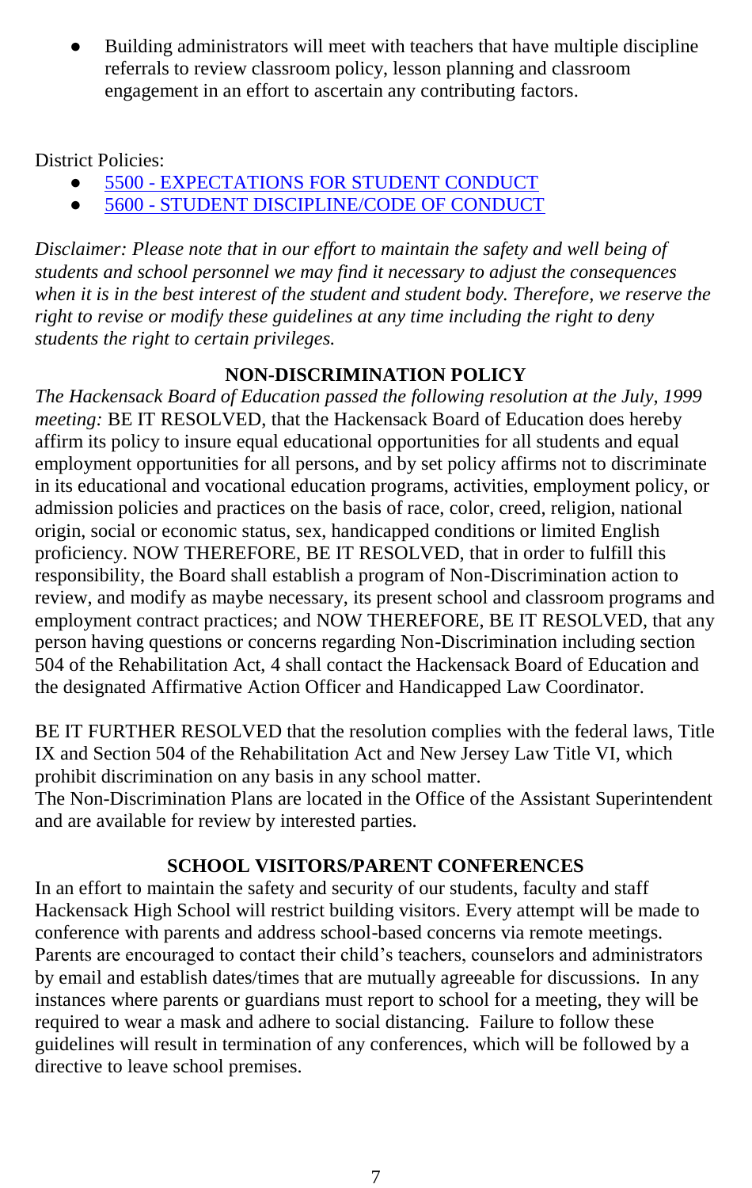- Building administrators will meet with teachers that have multiple discipline referrals to review classroom policy, lesson planning and classroom engagement in an effort to ascertain any contributing factors.

District Policies:

- 5500 - EXPECTATIONS FOR STUDENT CONDUCT
- 5600 - STUDENT DISCIPLINE/CODE OF CONDUCT

*Disclaimer: Please note that in our effort to maintain the safety and well being of students and school personnel we may find it necessary to adjust the consequences when it is in the best interest of the student and student body. Therefore, we reserve the right to revise or modify these guidelines at any time including the right to deny students the right to certain privileges.*

## NON-DISCRIMINATION POLICY

*The Hackensack Board of Education passed the following resolution at the July, 1999 meeting:* BE IT RESOLVED, that the Hackensack Board of Education does hereby affirm its policy to insure equal educational opportunities for all students and equal employment opportunities for all persons, and by set policy affirms not to discriminate in its educational and vocational education programs, activities, employment policy, or admission policies and practices on the basis of race, color, creed, religion, national origin, social or economic status, sex, handicapped conditions or limited English proficiency. NOW THEREFORE, BE IT RESOLVED, that in order to fulfill this responsibility, the Board shall establish a program of Non-Discrimination action to review, and modify as maybe necessary, its present school and classroom programs and employment contract practices; and NOW THEREFORE, BE IT RESOLVED, that any person having questions or concerns regarding Non-Discrimination including section 504 of the Rehabilitation Act, 4 shall contact the Hackensack Board of Education and the designated Affirmative Action Officer and Handicapped Law Coordinator.

BE IT FURTHER RESOLVED that the resolution complies with the federal laws, Title IX and Section 504 of the Rehabilitation Act and New Jersey Law Title VI, which prohibit discrimination on any basis in any school matter.
The Non-Discrimination Plans are located in the Office of the Assistant Superintendent and are available for review by interested parties.

## SCHOOL VISITORS/PARENT CONFERENCES

In an effort to maintain the safety and security of our students, faculty and staff Hackensack High School will restrict building visitors. Every attempt will be made to conference with parents and address school-based concerns via remote meetings. Parents are encouraged to contact their child's teachers, counselors and administrators by email and establish dates/times that are mutually agreeable for discussions. In any instances where parents or guardians must report to school for a meeting, they will be required to wear a mask and adhere to social distancing. Failure to follow these guidelines will result in termination of any conferences, which will be followed by a directive to leave school premises.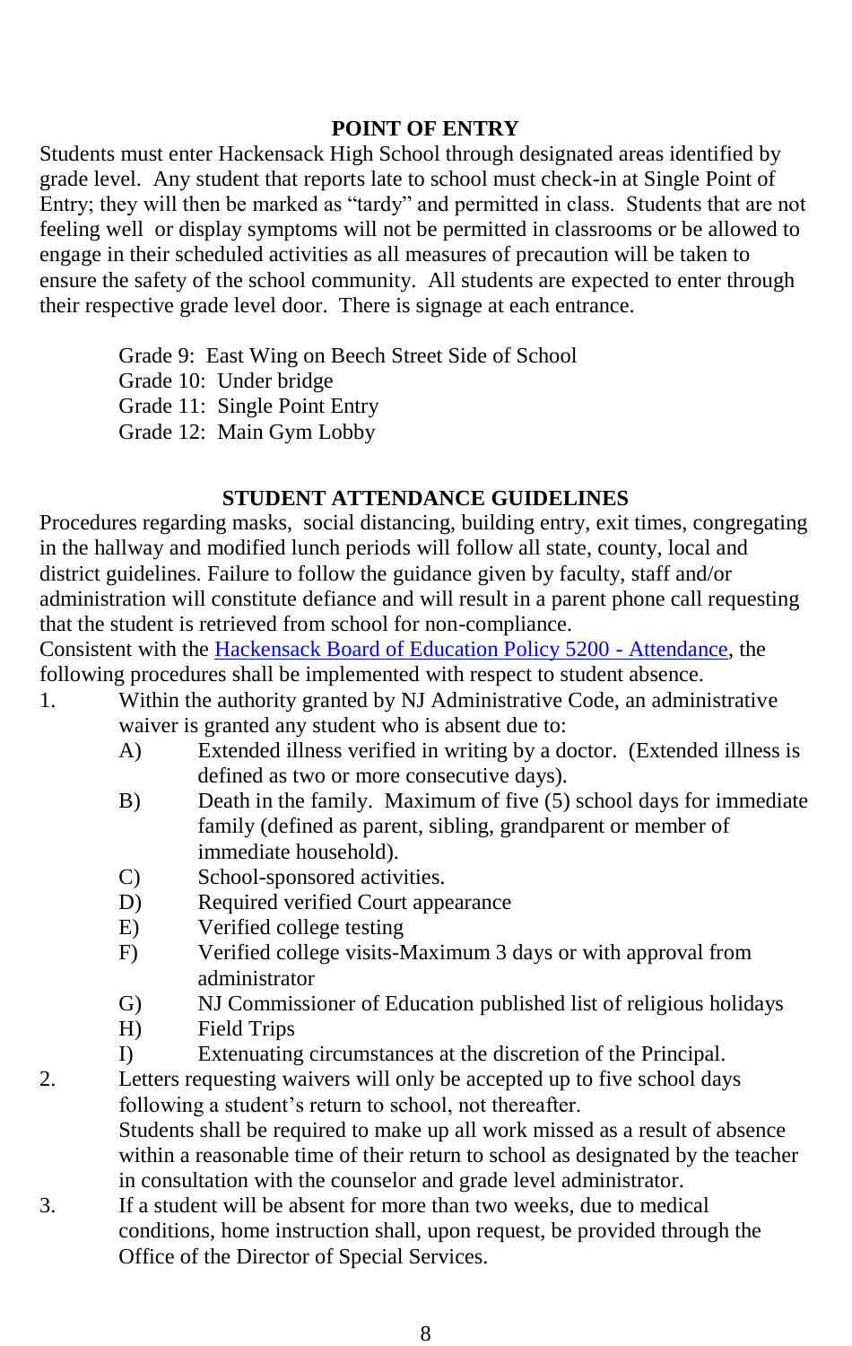## POINT OF ENTRY

Students must enter Hackensack High School through designated areas identified by grade level. Any student that reports late to school must check-in at Single Point of Entry; they will then be marked as "tardy" and permitted in class. Students that are not feeling well or display symptoms will not be permitted in classrooms or be allowed to engage in their scheduled activities as all measures of precaution will be taken to ensure the safety of the school community. All students are expected to enter through their respective grade level door. There is signage at each entrance.

Grade 9: East Wing on Beech Street Side of School
Grade 10: Under bridge
Grade 11: Single Point Entry
Grade 12: Main Gym Lobby

## STUDENT ATTENDANCE GUIDELINES

Procedures regarding masks, social distancing, building entry, exit times, congregating in the hallway and modified lunch periods will follow all state, county, local and district guidelines. Failure to follow the guidance given by faculty, staff and/or administration will constitute defiance and will result in a parent phone call requesting that the student is retrieved from school for non-compliance.

Consistent with the Hackensack Board of Education Policy 5200 - Attendance, the following procedures shall be implemented with respect to student absence.

1. Within the authority granted by NJ Administrative Code, an administrative waiver is granted any student who is absent due to:
   - A) Extended illness verified in writing by a doctor. (Extended illness is defined as two or more consecutive days).
   - B) Death in the family. Maximum of five (5) school days for immediate family (defined as parent, sibling, grandparent or member of immediate household).
   - C) School-sponsored activities.
   - D) Required verified Court appearance
   - E) Verified college testing
   - F) Verified college visits-Maximum 3 days or with approval from administrator
   - G) NJ Commissioner of Education published list of religious holidays
   - H) Field Trips
   - I) Extenuating circumstances at the discretion of the Principal.
2. Letters requesting waivers will only be accepted up to five school days following a student's return to school, not thereafter.
   Students shall be required to make up all work missed as a result of absence within a reasonable time of their return to school as designated by the teacher in consultation with the counselor and grade level administrator.
3. If a student will be absent for more than two weeks, due to medical conditions, home instruction shall, upon request, be provided through the Office of the Director of Special Services.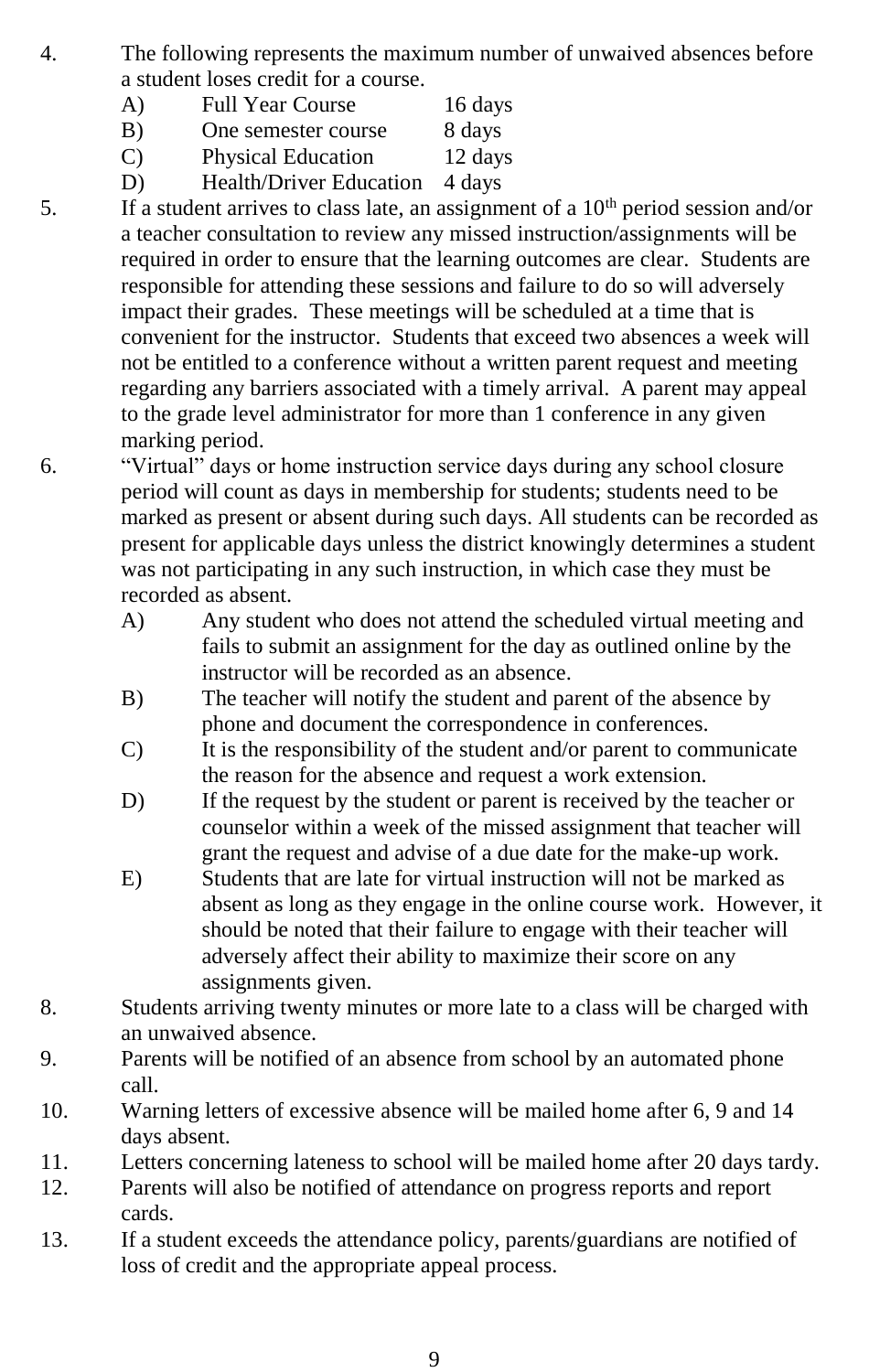4. The following represents the maximum number of unwaived absences before a student loses credit for a course.
   - A) Full Year Course 16 days
   - B) One semester course 8 days
   - C) Physical Education 12 days
   - D) Health/Driver Education 4 days
5. If a student arrives to class late, an assignment of a 10th period session and/or a teacher consultation to review any missed instruction/assignments will be required in order to ensure that the learning outcomes are clear. Students are responsible for attending these sessions and failure to do so will adversely impact their grades. These meetings will be scheduled at a time that is convenient for the instructor. Students that exceed two absences a week will not be entitled to a conference without a written parent request and meeting regarding any barriers associated with a timely arrival. A parent may appeal to the grade level administrator for more than 1 conference in any given marking period.
6. "Virtual" days or home instruction service days during any school closure period will count as days in membership for students; students need to be marked as present or absent during such days. All students can be recorded as present for applicable days unless the district knowingly determines a student was not participating in any such instruction, in which case they must be recorded as absent.
   - A) Any student who does not attend the scheduled virtual meeting and fails to submit an assignment for the day as outlined online by the instructor will be recorded as an absence.
   - B) The teacher will notify the student and parent of the absence by phone and document the correspondence in conferences.
   - C) It is the responsibility of the student and/or parent to communicate the reason for the absence and request a work extension.
   - D) If the request by the student or parent is received by the teacher or counselor within a week of the missed assignment that teacher will grant the request and advise of a due date for the make-up work.
   - E) Students that are late for virtual instruction will not be marked as absent as long as they engage in the online course work. However, it should be noted that their failure to engage with their teacher will adversely affect their ability to maximize their score on any assignments given.
8. Students arriving twenty minutes or more late to a class will be charged with an unwaived absence.
9. Parents will be notified of an absence from school by an automated phone call.
10. Warning letters of excessive absence will be mailed home after 6, 9 and 14 days absent.
11. Letters concerning lateness to school will be mailed home after 20 days tardy.
12. Parents will also be notified of attendance on progress reports and report cards.
13. If a student exceeds the attendance policy, parents/guardians are notified of loss of credit and the appropriate appeal process.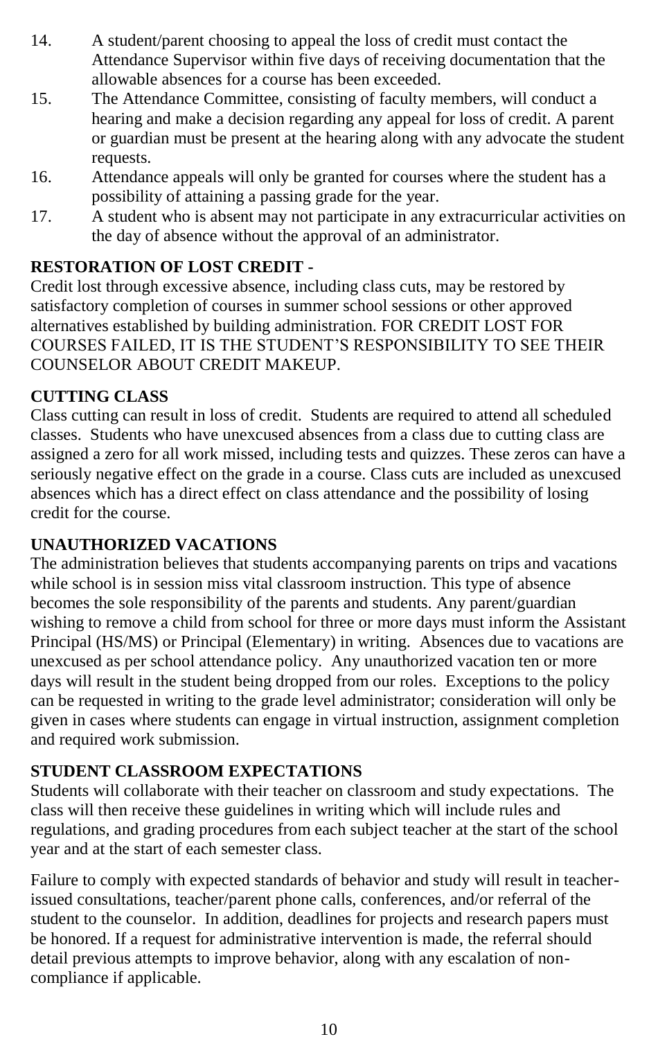14. A student/parent choosing to appeal the loss of credit must contact the Attendance Supervisor within five days of receiving documentation that the allowable absences for a course has been exceeded.
15. The Attendance Committee, consisting of faculty members, will conduct a hearing and make a decision regarding any appeal for loss of credit. A parent or guardian must be present at the hearing along with any advocate the student requests.
16. Attendance appeals will only be granted for courses where the student has a possibility of attaining a passing grade for the year.
17. A student who is absent may not participate in any extracurricular activities on the day of absence without the approval of an administrator.

**RESTORATION OF LOST CREDIT -**
Credit lost through excessive absence, including class cuts, may be restored by satisfactory completion of courses in summer school sessions or other approved alternatives established by building administration. FOR CREDIT LOST FOR COURSES FAILED, IT IS THE STUDENT'S RESPONSIBILITY TO SEE THEIR COUNSELOR ABOUT CREDIT MAKEUP.

**CUTTING CLASS**
Class cutting can result in loss of credit. Students are required to attend all scheduled classes. Students who have unexcused absences from a class due to cutting class are assigned a zero for all work missed, including tests and quizzes. These zeros can have a seriously negative effect on the grade in a course. Class cuts are included as unexcused absences which has a direct effect on class attendance and the possibility of losing credit for the course.

**UNAUTHORIZED VACATIONS**
The administration believes that students accompanying parents on trips and vacations while school is in session miss vital classroom instruction. This type of absence becomes the sole responsibility of the parents and students. Any parent/guardian wishing to remove a child from school for three or more days must inform the Assistant Principal (HS/MS) or Principal (Elementary) in writing. Absences due to vacations are unexcused as per school attendance policy. Any unauthorized vacation ten or more days will result in the student being dropped from our roles. Exceptions to the policy can be requested in writing to the grade level administrator; consideration will only be given in cases where students can engage in virtual instruction, assignment completion and required work submission.

**STUDENT CLASSROOM EXPECTATIONS**
Students will collaborate with their teacher on classroom and study expectations. The class will then receive these guidelines in writing which will include rules and regulations, and grading procedures from each subject teacher at the start of the school year and at the start of each semester class.

Failure to comply with expected standards of behavior and study will result in teacher-issued consultations, teacher/parent phone calls, conferences, and/or referral of the student to the counselor. In addition, deadlines for projects and research papers must be honored. If a request for administrative intervention is made, the referral should detail previous attempts to improve behavior, along with any escalation of non-compliance if applicable.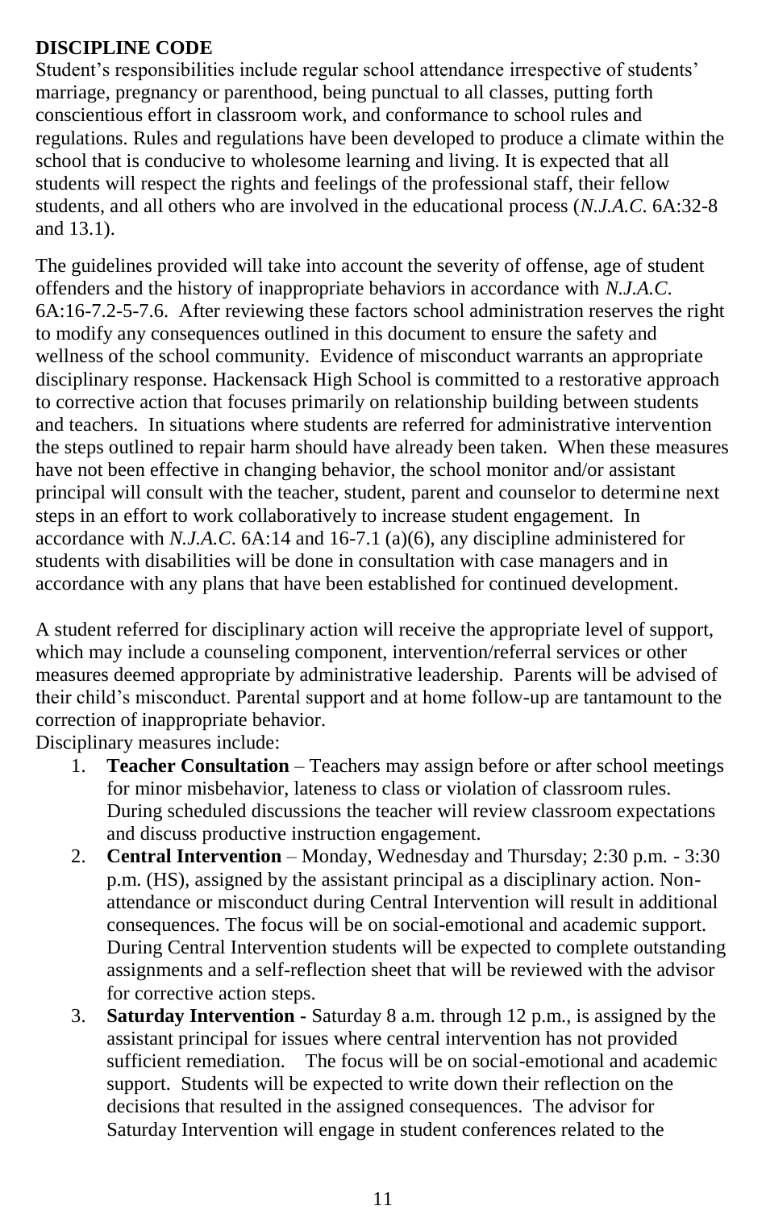**DISCIPLINE CODE**

Student's responsibilities include regular school attendance irrespective of students' marriage, pregnancy or parenthood, being punctual to all classes, putting forth conscientious effort in classroom work, and conformance to school rules and regulations. Rules and regulations have been developed to produce a climate within the school that is conducive to wholesome learning and living. It is expected that all students will respect the rights and feelings of the professional staff, their fellow students, and all others who are involved in the educational process (*N.J.A.C*. 6A:32-8 and 13.1).

The guidelines provided will take into account the severity of offense, age of student offenders and the history of inappropriate behaviors in accordance with *N.J.A.C*. 6A:16-7.2-5-7.6. After reviewing these factors school administration reserves the right to modify any consequences outlined in this document to ensure the safety and wellness of the school community. Evidence of misconduct warrants an appropriate disciplinary response. Hackensack High School is committed to a restorative approach to corrective action that focuses primarily on relationship building between students and teachers. In situations where students are referred for administrative intervention the steps outlined to repair harm should have already been taken. When these measures have not been effective in changing behavior, the school monitor and/or assistant principal will consult with the teacher, student, parent and counselor to determine next steps in an effort to work collaboratively to increase student engagement. In accordance with *N.J.A.C*. 6A:14 and 16-7.1 (a)(6), any discipline administered for students with disabilities will be done in consultation with case managers and in accordance with any plans that have been established for continued development.

A student referred for disciplinary action will receive the appropriate level of support, which may include a counseling component, intervention/referral services or other measures deemed appropriate by administrative leadership. Parents will be advised of their child's misconduct. Parental support and at home follow-up are tantamount to the correction of inappropriate behavior.

Disciplinary measures include:

1. **Teacher Consultation** – Teachers may assign before or after school meetings for minor misbehavior, lateness to class or violation of classroom rules. During scheduled discussions the teacher will review classroom expectations and discuss productive instruction engagement.
2. **Central Intervention** – Monday, Wednesday and Thursday; 2:30 p.m. - 3:30 p.m. (HS), assigned by the assistant principal as a disciplinary action. Non-attendance or misconduct during Central Intervention will result in additional consequences. The focus will be on social-emotional and academic support. During Central Intervention students will be expected to complete outstanding assignments and a self-reflection sheet that will be reviewed with the advisor for corrective action steps.
3. **Saturday Intervention -** Saturday 8 a.m. through 12 p.m., is assigned by the assistant principal for issues where central intervention has not provided sufficient remediation. The focus will be on social-emotional and academic support. Students will be expected to write down their reflection on the decisions that resulted in the assigned consequences. The advisor for Saturday Intervention will engage in student conferences related to the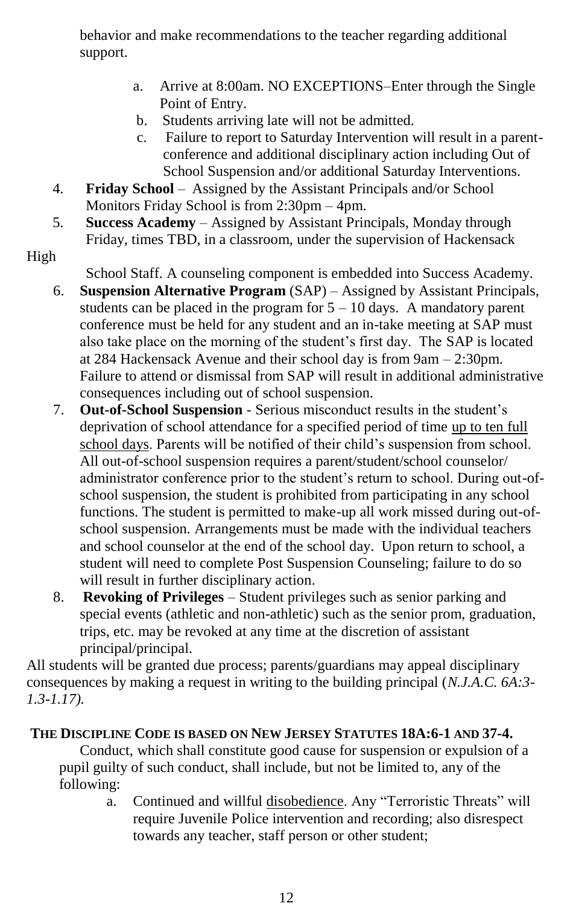behavior and make recommendations to the teacher regarding additional support.

   a. Arrive at 8:00am. NO EXCEPTIONS–Enter through the Single Point of Entry.
   b. Students arriving late will not be admitted.
   c. Failure to report to Saturday Intervention will result in a parent-conference and additional disciplinary action including Out of School Suspension and/or additional Saturday Interventions.

4. **Friday School** – Assigned by the Assistant Principals and/or School Monitors Friday School is from 2:30pm – 4pm.
5. **Success Academy** – Assigned by Assistant Principals, Monday through Friday, times TBD, in a classroom, under the supervision of Hackensack High School Staff. A counseling component is embedded into Success Academy.
6. **Suspension Alternative Program** (SAP) – Assigned by Assistant Principals, students can be placed in the program for 5 – 10 days. A mandatory parent conference must be held for any student and an in-take meeting at SAP must also take place on the morning of the student's first day. The SAP is located at 284 Hackensack Avenue and their school day is from 9am – 2:30pm. Failure to attend or dismissal from SAP will result in additional administrative consequences including out of school suspension.
7. **Out-of-School Suspension** - Serious misconduct results in the student's deprivation of school attendance for a specified period of time up to ten full school days. Parents will be notified of their child's suspension from school. All out-of-school suspension requires a parent/student/school counselor/ administrator conference prior to the student's return to school. During out-of-school suspension, the student is prohibited from participating in any school functions. The student is permitted to make-up all work missed during out-of-school suspension. Arrangements must be made with the individual teachers and school counselor at the end of the school day. Upon return to school, a student will need to complete Post Suspension Counseling; failure to do so will result in further disciplinary action.
8. **Revoking of Privileges** – Student privileges such as senior parking and special events (athletic and non-athletic) such as the senior prom, graduation, trips, etc. may be revoked at any time at the discretion of assistant principal/principal.

All students will be granted due process; parents/guardians may appeal disciplinary consequences by making a request in writing to the building principal (*N.J.A.C. 6A:3-1.3-1.17).*

**THE DISCIPLINE CODE IS BASED ON NEW JERSEY STATUTES 18A:6-1 AND 37-4.**

Conduct, which shall constitute good cause for suspension or expulsion of a pupil guilty of such conduct, shall include, but not be limited to, any of the following:

   a. Continued and willful disobedience. Any "Terroristic Threats" will require Juvenile Police intervention and recording; also disrespect towards any teacher, staff person or other student;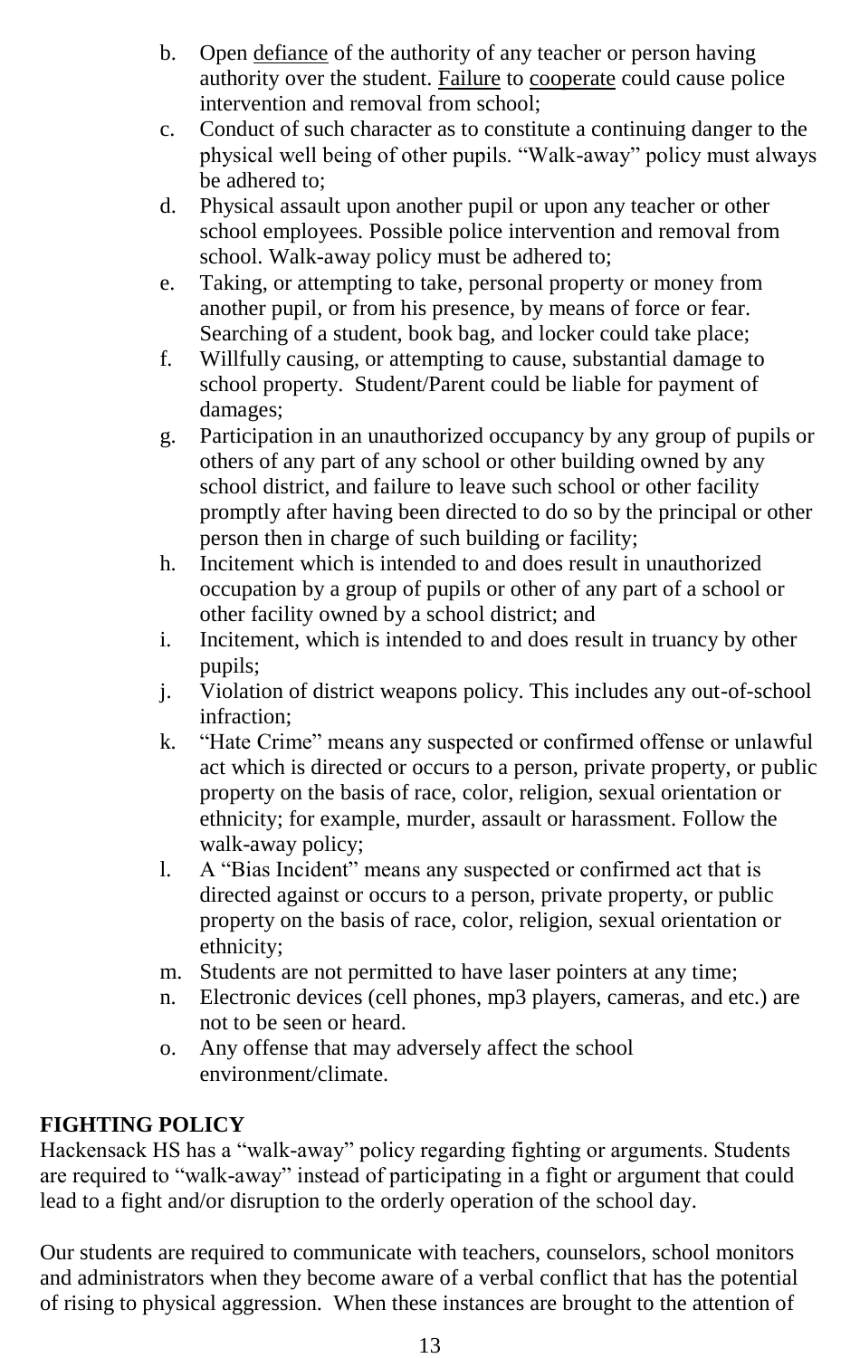b. Open defiance of the authority of any teacher or person having authority over the student. Failure to cooperate could cause police intervention and removal from school;
c. Conduct of such character as to constitute a continuing danger to the physical well being of other pupils. "Walk-away" policy must always be adhered to;
d. Physical assault upon another pupil or upon any teacher or other school employees. Possible police intervention and removal from school. Walk-away policy must be adhered to;
e. Taking, or attempting to take, personal property or money from another pupil, or from his presence, by means of force or fear. Searching of a student, book bag, and locker could take place;
f. Willfully causing, or attempting to cause, substantial damage to school property. Student/Parent could be liable for payment of damages;
g. Participation in an unauthorized occupancy by any group of pupils or others of any part of any school or other building owned by any school district, and failure to leave such school or other facility promptly after having been directed to do so by the principal or other person then in charge of such building or facility;
h. Incitement which is intended to and does result in unauthorized occupation by a group of pupils or other of any part of a school or other facility owned by a school district; and
i. Incitement, which is intended to and does result in truancy by other pupils;
j. Violation of district weapons policy. This includes any out-of-school infraction;
k. "Hate Crime" means any suspected or confirmed offense or unlawful act which is directed or occurs to a person, private property, or public property on the basis of race, color, religion, sexual orientation or ethnicity; for example, murder, assault or harassment. Follow the walk-away policy;
l. A "Bias Incident" means any suspected or confirmed act that is directed against or occurs to a person, private property, or public property on the basis of race, color, religion, sexual orientation or ethnicity;
m. Students are not permitted to have laser pointers at any time;
n. Electronic devices (cell phones, mp3 players, cameras, and etc.) are not to be seen or heard.
o. Any offense that may adversely affect the school environment/climate.

**FIGHTING POLICY**

Hackensack HS has a "walk-away" policy regarding fighting or arguments. Students are required to "walk-away" instead of participating in a fight or argument that could lead to a fight and/or disruption to the orderly operation of the school day.

Our students are required to communicate with teachers, counselors, school monitors and administrators when they become aware of a verbal conflict that has the potential of rising to physical aggression. When these instances are brought to the attention of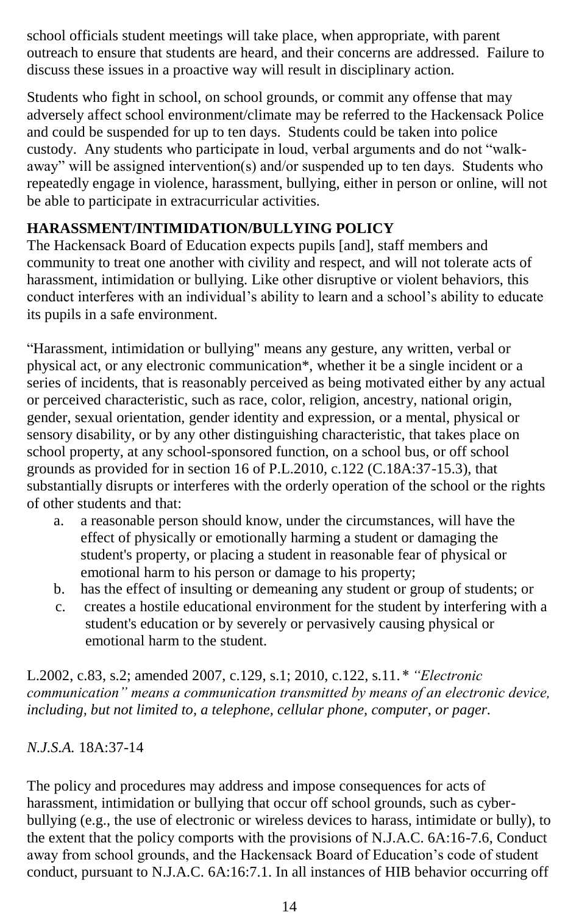school officials student meetings will take place, when appropriate, with parent outreach to ensure that students are heard, and their concerns are addressed. Failure to discuss these issues in a proactive way will result in disciplinary action.

Students who fight in school, on school grounds, or commit any offense that may adversely affect school environment/climate may be referred to the Hackensack Police and could be suspended for up to ten days. Students could be taken into police custody. Any students who participate in loud, verbal arguments and do not "walk-away" will be assigned intervention(s) and/or suspended up to ten days. Students who repeatedly engage in violence, harassment, bullying, either in person or online, will not be able to participate in extracurricular activities.

**HARASSMENT/INTIMIDATION/BULLYING POLICY**

The Hackensack Board of Education expects pupils [and], staff members and community to treat one another with civility and respect, and will not tolerate acts of harassment, intimidation or bullying. Like other disruptive or violent behaviors, this conduct interferes with an individual's ability to learn and a school's ability to educate its pupils in a safe environment.

"Harassment, intimidation or bullying" means any gesture, any written, verbal or physical act, or any electronic communication*, whether it be a single incident or a series of incidents, that is reasonably perceived as being motivated either by any actual or perceived characteristic, such as race, color, religion, ancestry, national origin, gender, sexual orientation, gender identity and expression, or a mental, physical or sensory disability, or by any other distinguishing characteristic, that takes place on school property, at any school-sponsored function, on a school bus, or off school grounds as provided for in section 16 of P.L.2010, c.122 (C.18A:37-15.3), that substantially disrupts or interferes with the orderly operation of the school or the rights of other students and that:

a. a reasonable person should know, under the circumstances, will have the effect of physically or emotionally harming a student or damaging the student's property, or placing a student in reasonable fear of physical or emotional harm to his person or damage to his property;
b. has the effect of insulting or demeaning any student or group of students; or
c. creates a hostile educational environment for the student by interfering with a student's education or by severely or pervasively causing physical or emotional harm to the student.

L.2002, c.83, s.2; amended 2007, c.129, s.1; 2010, c.122, s.11. *\* "Electronic communication" means a communication transmitted by means of an electronic device, including, but not limited to, a telephone, cellular phone, computer, or pager.*

*N.J.S.A.* 18A:37-14

The policy and procedures may address and impose consequences for acts of harassment, intimidation or bullying that occur off school grounds, such as cyber-bullying (e.g., the use of electronic or wireless devices to harass, intimidate or bully), to the extent that the policy comports with the provisions of N.J.A.C. 6A:16-7.6, Conduct away from school grounds, and the Hackensack Board of Education's code of student conduct, pursuant to N.J.A.C. 6A:16:7.1. In all instances of HIB behavior occurring off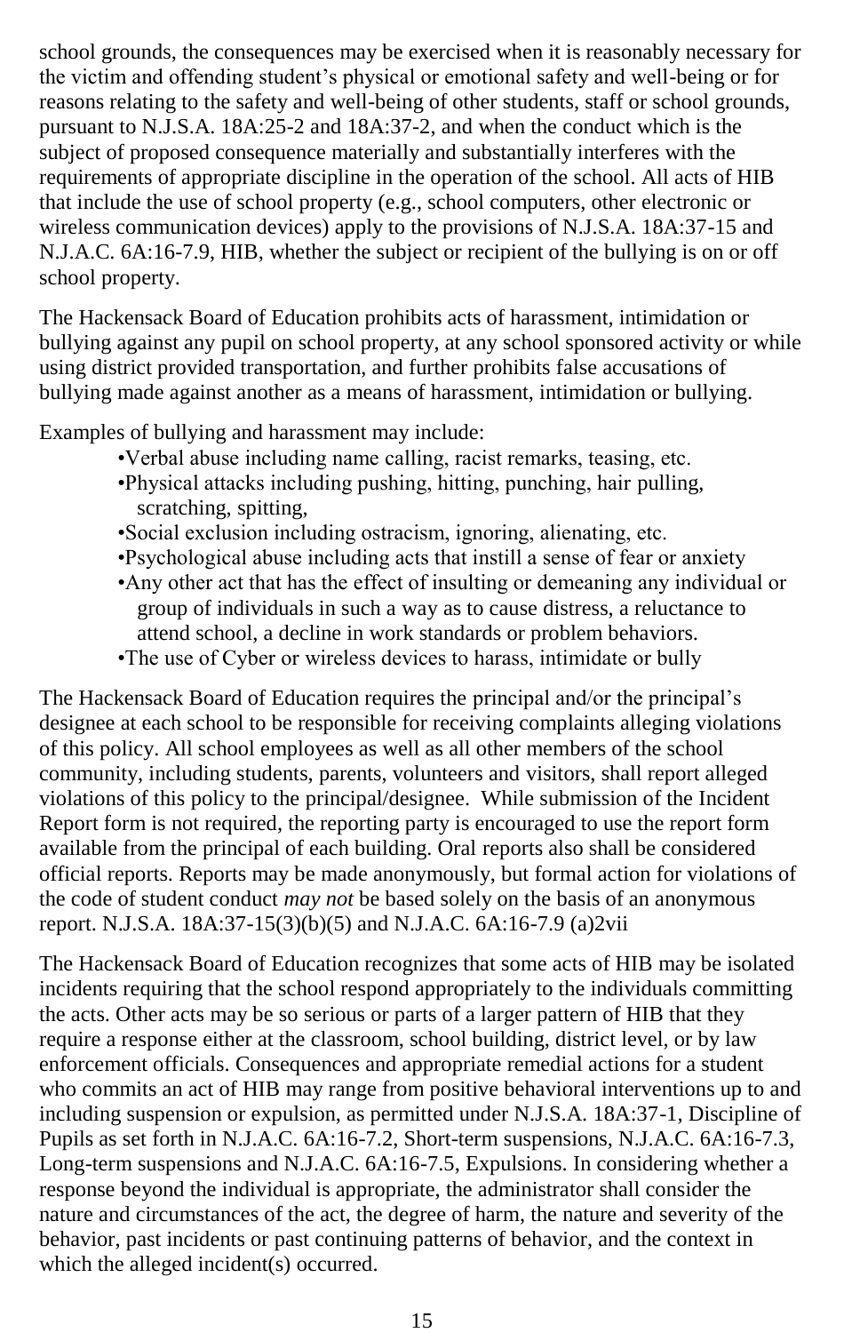school grounds, the consequences may be exercised when it is reasonably necessary for the victim and offending student's physical or emotional safety and well-being or for reasons relating to the safety and well-being of other students, staff or school grounds, pursuant to N.J.S.A. 18A:25-2 and 18A:37-2, and when the conduct which is the subject of proposed consequence materially and substantially interferes with the requirements of appropriate discipline in the operation of the school. All acts of HIB that include the use of school property (e.g., school computers, other electronic or wireless communication devices) apply to the provisions of N.J.S.A. 18A:37-15 and N.J.A.C. 6A:16-7.9, HIB, whether the subject or recipient of the bullying is on or off school property.

The Hackensack Board of Education prohibits acts of harassment, intimidation or bullying against any pupil on school property, at any school sponsored activity or while using district provided transportation, and further prohibits false accusations of bullying made against another as a means of harassment, intimidation or bullying.

Examples of bullying and harassment may include:

- Verbal abuse including name calling, racist remarks, teasing, etc.
- Physical attacks including pushing, hitting, punching, hair pulling, scratching, spitting,
- Social exclusion including ostracism, ignoring, alienating, etc.
- Psychological abuse including acts that instill a sense of fear or anxiety
- Any other act that has the effect of insulting or demeaning any individual or group of individuals in such a way as to cause distress, a reluctance to attend school, a decline in work standards or problem behaviors.
- The use of Cyber or wireless devices to harass, intimidate or bully

The Hackensack Board of Education requires the principal and/or the principal's designee at each school to be responsible for receiving complaints alleging violations of this policy. All school employees as well as all other members of the school community, including students, parents, volunteers and visitors, shall report alleged violations of this policy to the principal/designee. While submission of the Incident Report form is not required, the reporting party is encouraged to use the report form available from the principal of each building. Oral reports also shall be considered official reports. Reports may be made anonymously, but formal action for violations of the code of student conduct *may not* be based solely on the basis of an anonymous report. N.J.S.A. 18A:37-15(3)(b)(5) and N.J.A.C. 6A:16-7.9 (a)2vii

The Hackensack Board of Education recognizes that some acts of HIB may be isolated incidents requiring that the school respond appropriately to the individuals committing the acts. Other acts may be so serious or parts of a larger pattern of HIB that they require a response either at the classroom, school building, district level, or by law enforcement officials. Consequences and appropriate remedial actions for a student who commits an act of HIB may range from positive behavioral interventions up to and including suspension or expulsion, as permitted under N.J.S.A. 18A:37-1, Discipline of Pupils as set forth in N.J.A.C. 6A:16-7.2, Short-term suspensions, N.J.A.C. 6A:16-7.3, Long-term suspensions and N.J.A.C. 6A:16-7.5, Expulsions. In considering whether a response beyond the individual is appropriate, the administrator shall consider the nature and circumstances of the act, the degree of harm, the nature and severity of the behavior, past incidents or past continuing patterns of behavior, and the context in which the alleged incident(s) occurred.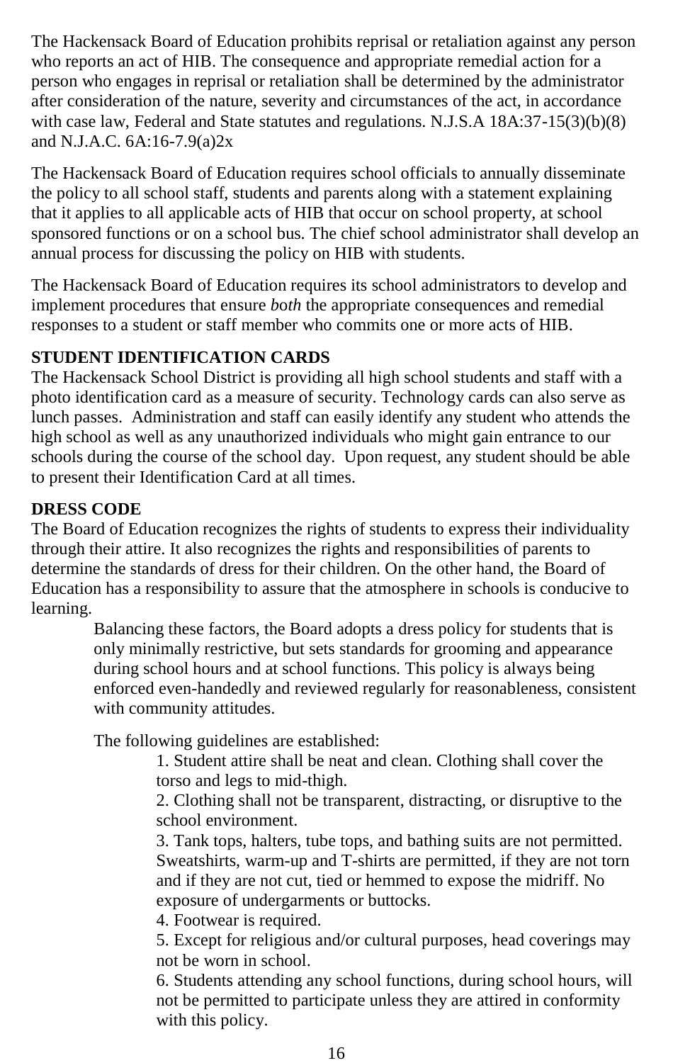The Hackensack Board of Education prohibits reprisal or retaliation against any person who reports an act of HIB. The consequence and appropriate remedial action for a person who engages in reprisal or retaliation shall be determined by the administrator after consideration of the nature, severity and circumstances of the act, in accordance with case law, Federal and State statutes and regulations. N.J.S.A 18A:37-15(3)(b)(8) and N.J.A.C. 6A:16-7.9(a)2x

The Hackensack Board of Education requires school officials to annually disseminate the policy to all school staff, students and parents along with a statement explaining that it applies to all applicable acts of HIB that occur on school property, at school sponsored functions or on a school bus. The chief school administrator shall develop an annual process for discussing the policy on HIB with students.

The Hackensack Board of Education requires its school administrators to develop and implement procedures that ensure *both* the appropriate consequences and remedial responses to a student or staff member who commits one or more acts of HIB.

**STUDENT IDENTIFICATION CARDS**

The Hackensack School District is providing all high school students and staff with a photo identification card as a measure of security. Technology cards can also serve as lunch passes. Administration and staff can easily identify any student who attends the high school as well as any unauthorized individuals who might gain entrance to our schools during the course of the school day. Upon request, any student should be able to present their Identification Card at all times.

**DRESS CODE**

The Board of Education recognizes the rights of students to express their individuality through their attire. It also recognizes the rights and responsibilities of parents to determine the standards of dress for their children. On the other hand, the Board of Education has a responsibility to assure that the atmosphere in schools is conducive to learning.

Balancing these factors, the Board adopts a dress policy for students that is only minimally restrictive, but sets standards for grooming and appearance during school hours and at school functions. This policy is always being enforced even-handedly and reviewed regularly for reasonableness, consistent with community attitudes.

The following guidelines are established:

1. Student attire shall be neat and clean. Clothing shall cover the torso and legs to mid-thigh.
2. Clothing shall not be transparent, distracting, or disruptive to the school environment.
3. Tank tops, halters, tube tops, and bathing suits are not permitted. Sweatshirts, warm-up and T-shirts are permitted, if they are not torn and if they are not cut, tied or hemmed to expose the midriff. No exposure of undergarments or buttocks.
4. Footwear is required.
5. Except for religious and/or cultural purposes, head coverings may not be worn in school.
6. Students attending any school functions, during school hours, will not be permitted to participate unless they are attired in conformity with this policy.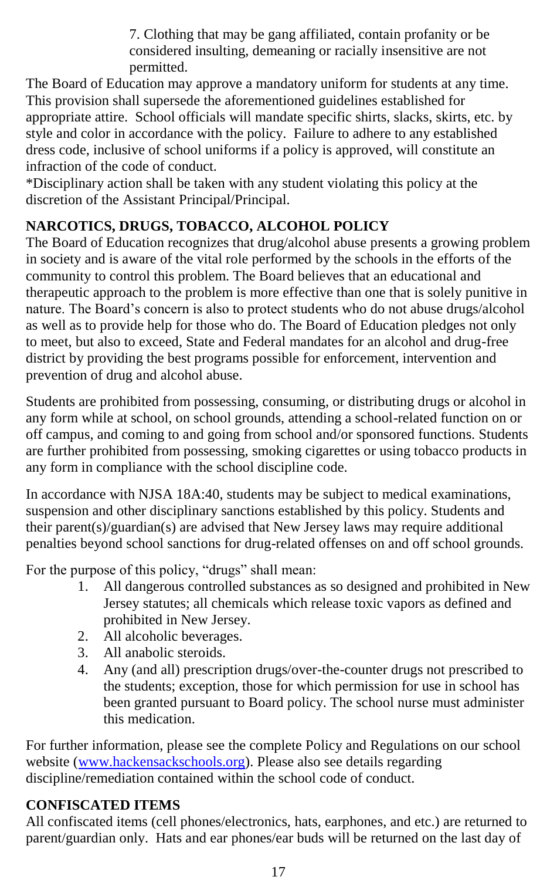7. Clothing that may be gang affiliated, contain profanity or be considered insulting, demeaning or racially insensitive are not permitted.

The Board of Education may approve a mandatory uniform for students at any time. This provision shall supersede the aforementioned guidelines established for appropriate attire. School officials will mandate specific shirts, slacks, skirts, etc. by style and color in accordance with the policy. Failure to adhere to any established dress code, inclusive of school uniforms if a policy is approved, will constitute an infraction of the code of conduct.

*Disciplinary action shall be taken with any student violating this policy at the discretion of the Assistant Principal/Principal.

## NARCOTICS, DRUGS, TOBACCO, ALCOHOL POLICY

The Board of Education recognizes that drug/alcohol abuse presents a growing problem in society and is aware of the vital role performed by the schools in the efforts of the community to control this problem. The Board believes that an educational and therapeutic approach to the problem is more effective than one that is solely punitive in nature. The Board's concern is also to protect students who do not abuse drugs/alcohol as well as to provide help for those who do. The Board of Education pledges not only to meet, but also to exceed, State and Federal mandates for an alcohol and drug-free district by providing the best programs possible for enforcement, intervention and prevention of drug and alcohol abuse.

Students are prohibited from possessing, consuming, or distributing drugs or alcohol in any form while at school, on school grounds, attending a school-related function on or off campus, and coming to and going from school and/or sponsored functions. Students are further prohibited from possessing, smoking cigarettes or using tobacco products in any form in compliance with the school discipline code.

In accordance with NJSA 18A:40, students may be subject to medical examinations, suspension and other disciplinary sanctions established by this policy. Students and their parent(s)/guardian(s) are advised that New Jersey laws may require additional penalties beyond school sanctions for drug-related offenses on and off school grounds.

For the purpose of this policy, "drugs" shall mean:

1. All dangerous controlled substances as so designed and prohibited in New Jersey statutes; all chemicals which release toxic vapors as defined and prohibited in New Jersey.
2. All alcoholic beverages.
3. All anabolic steroids.
4. Any (and all) prescription drugs/over-the-counter drugs not prescribed to the students; exception, those for which permission for use in school has been granted pursuant to Board policy. The school nurse must administer this medication.

For further information, please see the complete Policy and Regulations on our school website ([www.hackensackschools.org](http://www.hackensackschools.org)). Please also see details regarding discipline/remediation contained within the school code of conduct.

## CONFISCATED ITEMS

All confiscated items (cell phones/electronics, hats, earphones, and etc.) are returned to parent/guardian only. Hats and ear phones/ear buds will be returned on the last day of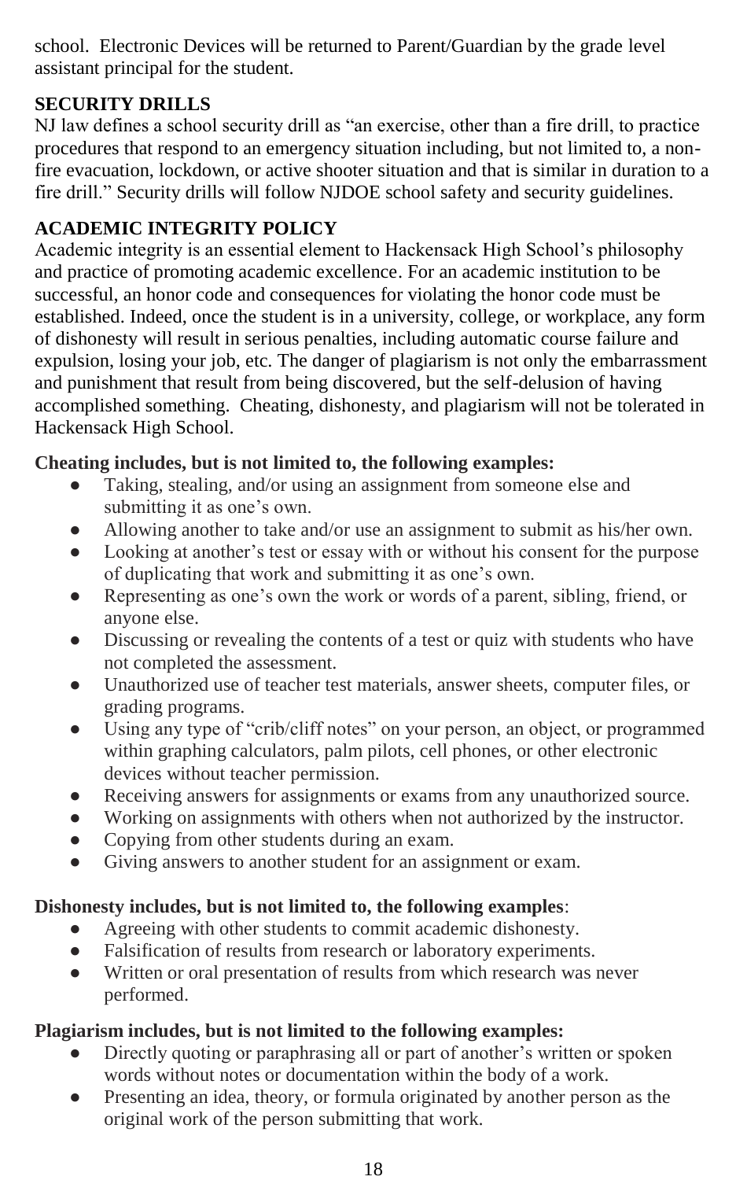school. Electronic Devices will be returned to Parent/Guardian by the grade level assistant principal for the student.

## SECURITY DRILLS

NJ law defines a school security drill as "an exercise, other than a fire drill, to practice procedures that respond to an emergency situation including, but not limited to, a non-fire evacuation, lockdown, or active shooter situation and that is similar in duration to a fire drill." Security drills will follow NJDOE school safety and security guidelines.

## ACADEMIC INTEGRITY POLICY

Academic integrity is an essential element to Hackensack High School's philosophy and practice of promoting academic excellence. For an academic institution to be successful, an honor code and consequences for violating the honor code must be established. Indeed, once the student is in a university, college, or workplace, any form of dishonesty will result in serious penalties, including automatic course failure and expulsion, losing your job, etc. The danger of plagiarism is not only the embarrassment and punishment that result from being discovered, but the self-delusion of having accomplished something. Cheating, dishonesty, and plagiarism will not be tolerated in Hackensack High School.

**Cheating includes, but is not limited to, the following examples:**

- Taking, stealing, and/or using an assignment from someone else and submitting it as one's own.
- Allowing another to take and/or use an assignment to submit as his/her own.
- Looking at another's test or essay with or without his consent for the purpose of duplicating that work and submitting it as one's own.
- Representing as one's own the work or words of a parent, sibling, friend, or anyone else.
- Discussing or revealing the contents of a test or quiz with students who have not completed the assessment.
- Unauthorized use of teacher test materials, answer sheets, computer files, or grading programs.
- Using any type of "crib/cliff notes" on your person, an object, or programmed within graphing calculators, palm pilots, cell phones, or other electronic devices without teacher permission.
- Receiving answers for assignments or exams from any unauthorized source.
- Working on assignments with others when not authorized by the instructor.
- Copying from other students during an exam.
- Giving answers to another student for an assignment or exam.

**Dishonesty includes, but is not limited to, the following examples**:

- Agreeing with other students to commit academic dishonesty.
- Falsification of results from research or laboratory experiments.
- Written or oral presentation of results from which research was never performed.

**Plagiarism includes, but is not limited to the following examples:**

- Directly quoting or paraphrasing all or part of another's written or spoken words without notes or documentation within the body of a work.
- Presenting an idea, theory, or formula originated by another person as the original work of the person submitting that work.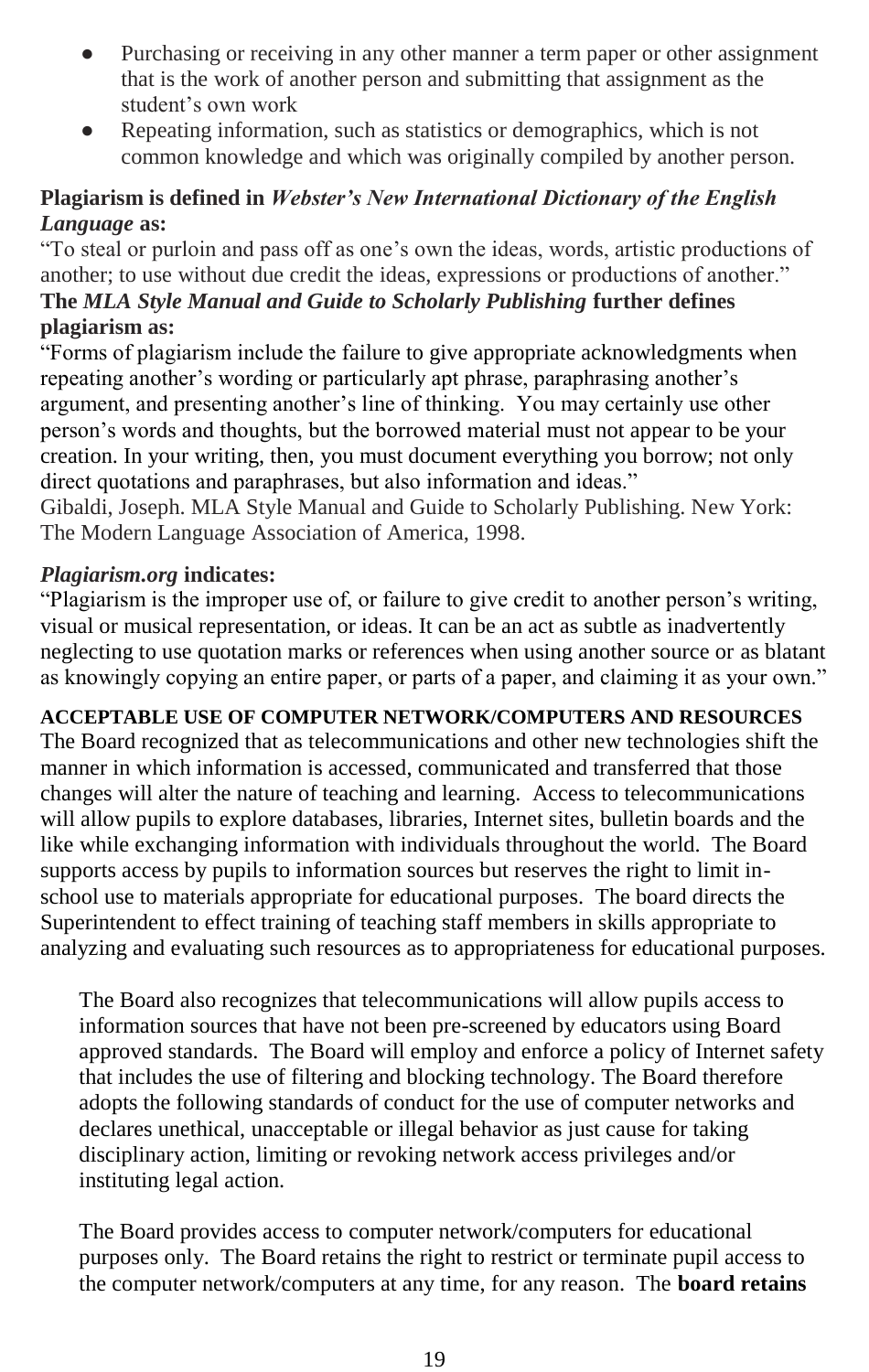- Purchasing or receiving in any other manner a term paper or other assignment that is the work of another person and submitting that assignment as the student's own work
- Repeating information, such as statistics or demographics, which is not common knowledge and which was originally compiled by another person.

**Plagiarism is defined in *Webster's New International Dictionary of the English Language* as:**
"To steal or purloin and pass off as one's own the ideas, words, artistic productions of another; to use without due credit the ideas, expressions or productions of another."
**The *MLA Style Manual and Guide to Scholarly Publishing* further defines plagiarism as:**
"Forms of plagiarism include the failure to give appropriate acknowledgments when repeating another's wording or particularly apt phrase, paraphrasing another's argument, and presenting another's line of thinking. You may certainly use other person's words and thoughts, but the borrowed material must not appear to be your creation. In your writing, then, you must document everything you borrow; not only direct quotations and paraphrases, but also information and ideas."
Gibaldi, Joseph. MLA Style Manual and Guide to Scholarly Publishing. New York: The Modern Language Association of America, 1998.

***Plagiarism.org* indicates:**
"Plagiarism is the improper use of, or failure to give credit to another person's writing, visual or musical representation, or ideas. It can be an act as subtle as inadvertently neglecting to use quotation marks or references when using another source or as blatant as knowingly copying an entire paper, or parts of a paper, and claiming it as your own."

**ACCEPTABLE USE OF COMPUTER NETWORK/COMPUTERS AND RESOURCES**
The Board recognized that as telecommunications and other new technologies shift the manner in which information is accessed, communicated and transferred that those changes will alter the nature of teaching and learning. Access to telecommunications will allow pupils to explore databases, libraries, Internet sites, bulletin boards and the like while exchanging information with individuals throughout the world. The Board supports access by pupils to information sources but reserves the right to limit in-school use to materials appropriate for educational purposes. The board directs the Superintendent to effect training of teaching staff members in skills appropriate to analyzing and evaluating such resources as to appropriateness for educational purposes.

The Board also recognizes that telecommunications will allow pupils access to information sources that have not been pre-screened by educators using Board approved standards. The Board will employ and enforce a policy of Internet safety that includes the use of filtering and blocking technology. The Board therefore adopts the following standards of conduct for the use of computer networks and declares unethical, unacceptable or illegal behavior as just cause for taking disciplinary action, limiting or revoking network access privileges and/or instituting legal action.

The Board provides access to computer network/computers for educational purposes only. The Board retains the right to restrict or terminate pupil access to the computer network/computers at any time, for any reason. The **board retains**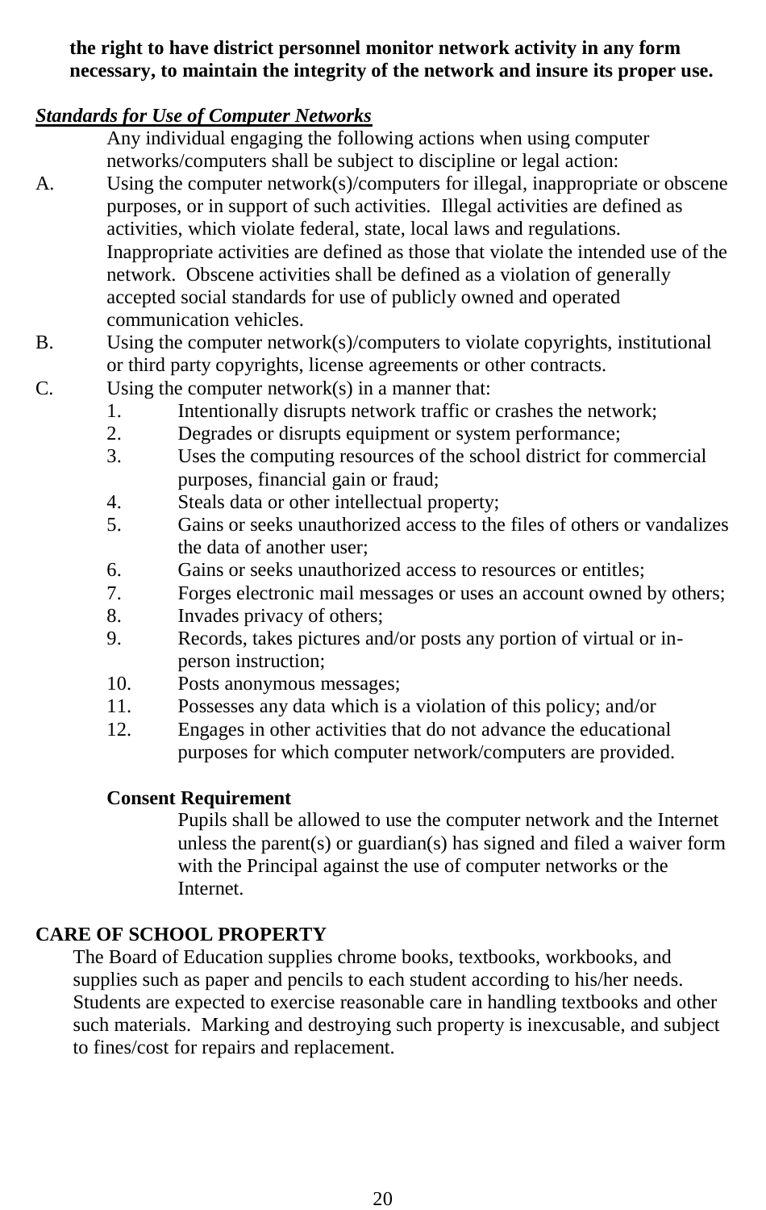**the right to have district personnel monitor network activity in any form necessary, to maintain the integrity of the network and insure its proper use.**

***Standards for Use of Computer Networks***

Any individual engaging the following actions when using computer networks/computers shall be subject to discipline or legal action:

A. Using the computer network(s)/computers for illegal, inappropriate or obscene purposes, or in support of such activities. Illegal activities are defined as activities, which violate federal, state, local laws and regulations. Inappropriate activities are defined as those that violate the intended use of the network. Obscene activities shall be defined as a violation of generally accepted social standards for use of publicly owned and operated communication vehicles.

B. Using the computer network(s)/computers to violate copyrights, institutional or third party copyrights, license agreements or other contracts.

C. Using the computer network(s) in a manner that:
   1. Intentionally disrupts network traffic or crashes the network;
   2. Degrades or disrupts equipment or system performance;
   3. Uses the computing resources of the school district for commercial purposes, financial gain or fraud;
   4. Steals data or other intellectual property;
   5. Gains or seeks unauthorized access to the files of others or vandalizes the data of another user;
   6. Gains or seeks unauthorized access to resources or entitles;
   7. Forges electronic mail messages or uses an account owned by others;
   8. Invades privacy of others;
   9. Records, takes pictures and/or posts any portion of virtual or in-person instruction;
   10. Posts anonymous messages;
   11. Possesses any data which is a violation of this policy; and/or
   12. Engages in other activities that do not advance the educational purposes for which computer network/computers are provided.

**Consent Requirement**

Pupils shall be allowed to use the computer network and the Internet unless the parent(s) or guardian(s) has signed and filed a waiver form with the Principal against the use of computer networks or the Internet.

## CARE OF SCHOOL PROPERTY

The Board of Education supplies chrome books, textbooks, workbooks, and supplies such as paper and pencils to each student according to his/her needs. Students are expected to exercise reasonable care in handling textbooks and other such materials. Marking and destroying such property is inexcusable, and subject to fines/cost for repairs and replacement.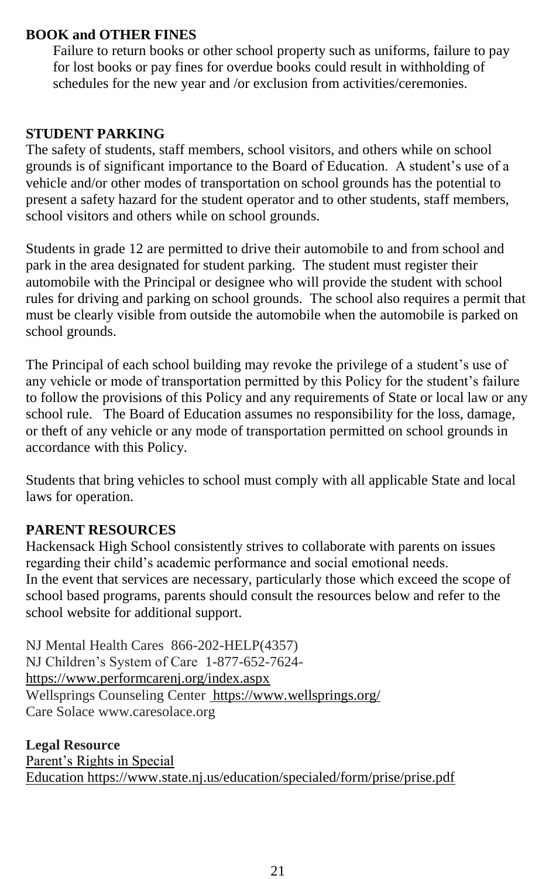**BOOK and OTHER FINES**

Failure to return books or other school property such as uniforms, failure to pay for lost books or pay fines for overdue books could result in withholding of schedules for the new year and /or exclusion from activities/ceremonies.

**STUDENT PARKING**

The safety of students, staff members, school visitors, and others while on school grounds is of significant importance to the Board of Education. A student's use of a vehicle and/or other modes of transportation on school grounds has the potential to present a safety hazard for the student operator and to other students, staff members, school visitors and others while on school grounds.

Students in grade 12 are permitted to drive their automobile to and from school and park in the area designated for student parking. The student must register their automobile with the Principal or designee who will provide the student with school rules for driving and parking on school grounds. The school also requires a permit that must be clearly visible from outside the automobile when the automobile is parked on school grounds.

The Principal of each school building may revoke the privilege of a student's use of any vehicle or mode of transportation permitted by this Policy for the student's failure to follow the provisions of this Policy and any requirements of State or local law or any school rule. The Board of Education assumes no responsibility for the loss, damage, or theft of any vehicle or any mode of transportation permitted on school grounds in accordance with this Policy.

Students that bring vehicles to school must comply with all applicable State and local laws for operation.

**PARENT RESOURCES**

Hackensack High School consistently strives to collaborate with parents on issues regarding their child's academic performance and social emotional needs.
In the event that services are necessary, particularly those which exceed the scope of school based programs, parents should consult the resources below and refer to the school website for additional support.

NJ Mental Health Cares 866-202-HELP(4357)
NJ Children's System of Care 1-877-652-7624-
https://www.performcarenj.org/index.aspx
Wellsprings Counseling Center https://www.wellsprings.org/
Care Solace www.caresolace.org

**Legal Resource**

Parent's Rights in Special Education https://www.state.nj.us/education/specialed/form/prise/prise.pdf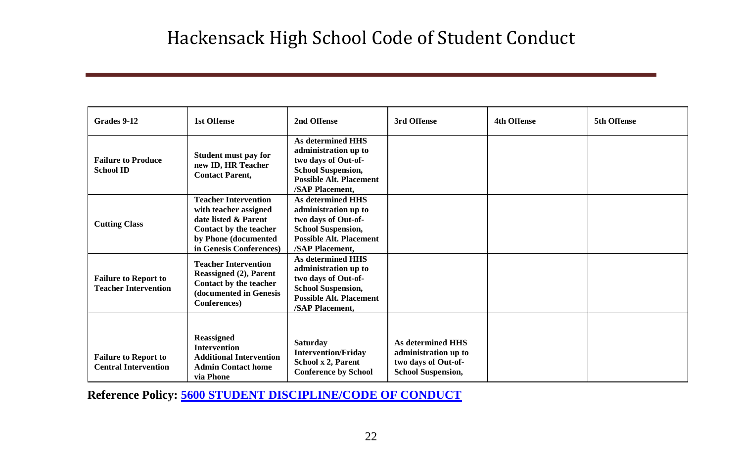# Hackensack High School Code of Student Conduct

| Grades 9-12 | 1st Offense | 2nd Offense | 3rd Offense | 4th Offense | 5th Offense |
|---|---|---|---|---|---|
| **Failure to Produce School ID** | **Student must pay for new ID, HR Teacher Contact Parent,** | **As determined HHS administration up to two days of Out-of-School Suspension, Possible Alt. Placement /SAP Placement,** | | | |
| **Cutting Class** | **Teacher Intervention with teacher assigned date listed & Parent Contact by the teacher by Phone (documented in Genesis Conferences)** | **As determined HHS administration up to two days of Out-of-School Suspension, Possible Alt. Placement /SAP Placement,** | | | |
| **Failure to Report to Teacher Intervention** | **Teacher Intervention Reassigned (2), Parent Contact by the teacher (documented in Genesis Conferences)** | **As determined HHS administration up to two days of Out-of-School Suspension, Possible Alt. Placement /SAP Placement,** | | | |
| **Failure to Report to Central Intervention** | **Reassigned Intervention Additional Intervention Admin Contact home via Phone** | **Saturday Intervention/Friday School x 2, Parent Conference by School** | **As determined HHS administration up to two days of Out-of-School Suspension,** | | |

**Reference Policy: [5600 STUDENT DISCIPLINE/CODE OF CONDUCT]()**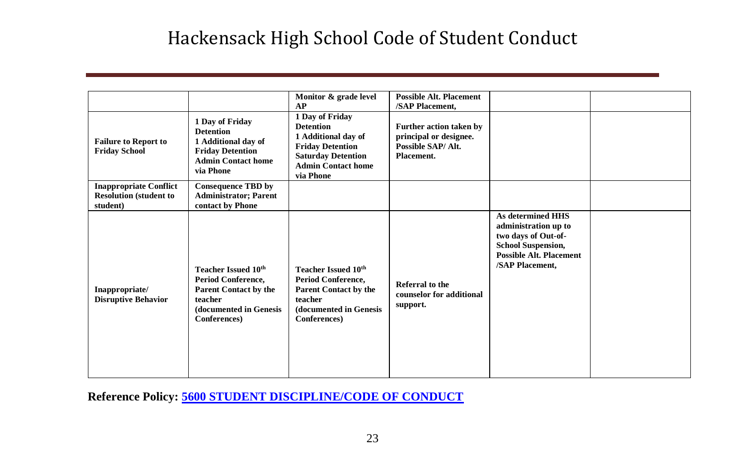# Hackensack High School Code of Student Conduct

| | | | | | |
|---|---|---|---|---|---|
| | | **Monitor & grade level AP** | **Possible Alt. Placement /SAP Placement,** | | |
| **Failure to Report to Friday School** | **1 Day of Friday Detention 1 Additional day of Friday Detention Admin Contact home via Phone** | **1 Day of Friday Detention 1 Additional day of Friday Detention Saturday Detention Admin Contact home via Phone** | **Further action taken by principal or designee. Possible SAP/ Alt. Placement.** | | |
| **Inappropriate Conflict Resolution (student to student)** | **Consequence TBD by Administrator; Parent contact by Phone** | | | | |
| **Inappropriate/ Disruptive Behavior** | **Teacher Issued 10th Period Conference, Parent Contact by the teacher (documented in Genesis Conferences)** | **Teacher Issued 10th Period Conference, Parent Contact by the teacher (documented in Genesis Conferences)** | **Referral to the counselor for additional support.** | **As determined HHS administration up to two days of Out-of-School Suspension, Possible Alt. Placement /SAP Placement,** | |

**Reference Policy: [5600 STUDENT DISCIPLINE/CODE OF CONDUCT]()**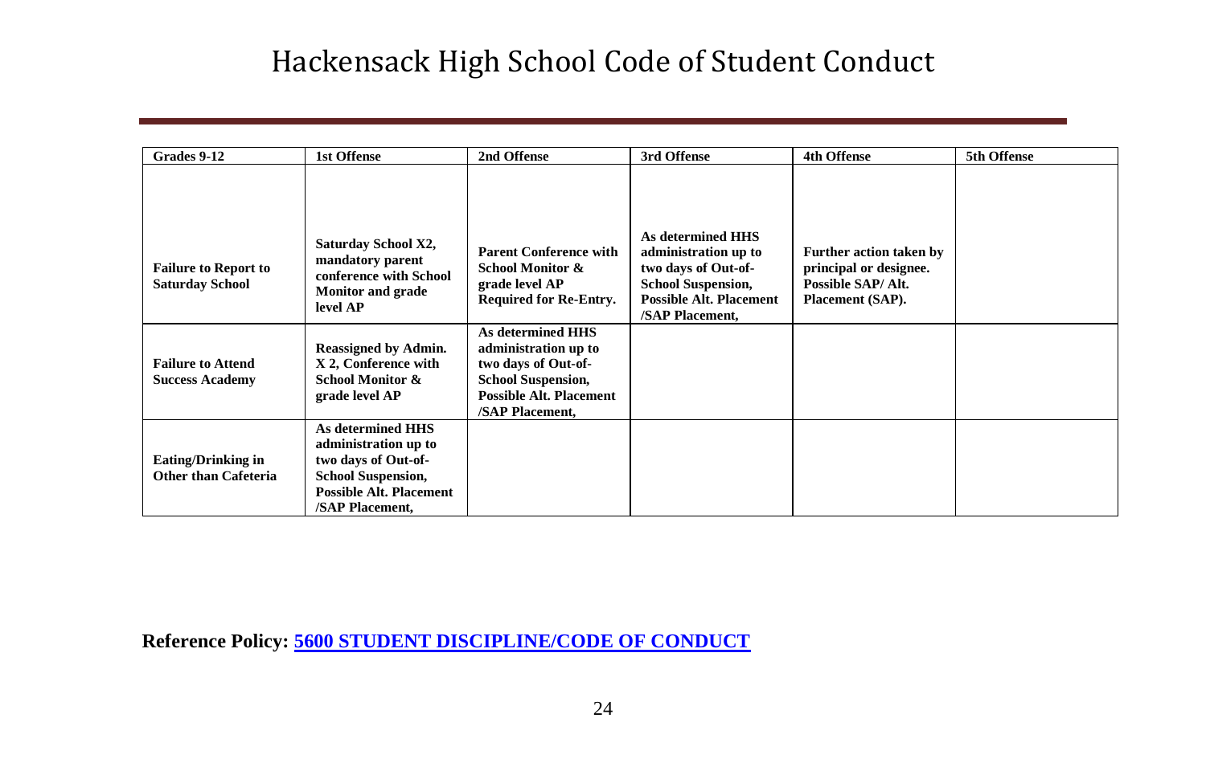# Hackensack High School Code of Student Conduct

| Grades 9-12 | 1st Offense | 2nd Offense | 3rd Offense | 4th Offense | 5th Offense |
|---|---|---|---|---|---|
| **Failure to Report to Saturday School** | **Saturday School X2, mandatory parent conference with School Monitor and grade level AP** | **Parent Conference with School Monitor & grade level AP Required for Re-Entry.** | **As determined HHS administration up to two days of Out-of-School Suspension, Possible Alt. Placement /SAP Placement,** | **Further action taken by principal or designee. Possible SAP/ Alt. Placement (SAP).** | |
| **Failure to Attend Success Academy** | **Reassigned by Admin. X 2, Conference with School Monitor & grade level AP** | **As determined HHS administration up to two days of Out-of-School Suspension, Possible Alt. Placement /SAP Placement,** | | | |
| **Eating/Drinking in Other than Cafeteria** | **As determined HHS administration up to two days of Out-of-School Suspension, Possible Alt. Placement /SAP Placement,** | | | | |

**Reference Policy: [5600 STUDENT DISCIPLINE/CODE OF CONDUCT]**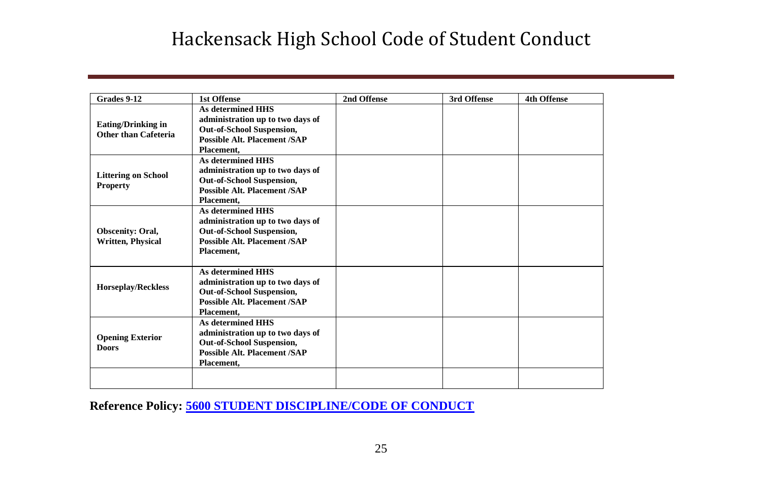# Hackensack High School Code of Student Conduct

| Grades 9-12 | 1st Offense | 2nd Offense | 3rd Offense | 4th Offense |
|---|---|---|---|---|
| **Eating/Drinking in Other than Cafeteria** | **As determined HHS administration up to two days of Out-of-School Suspension, Possible Alt. Placement /SAP Placement,** | | | |
| **Littering on School Property** | **As determined HHS administration up to two days of Out-of-School Suspension, Possible Alt. Placement /SAP Placement,** | | | |
| **Obscenity: Oral, Written, Physical** | **As determined HHS administration up to two days of Out-of-School Suspension, Possible Alt. Placement /SAP Placement,** | | | |
| **Horseplay/Reckless** | **As determined HHS administration up to two days of Out-of-School Suspension, Possible Alt. Placement /SAP Placement,** | | | |
| **Opening Exterior Doors** | **As determined HHS administration up to two days of Out-of-School Suspension, Possible Alt. Placement /SAP Placement,** | | | |
| | | | | |

**Reference Policy: 5600 STUDENT DISCIPLINE/CODE OF CONDUCT**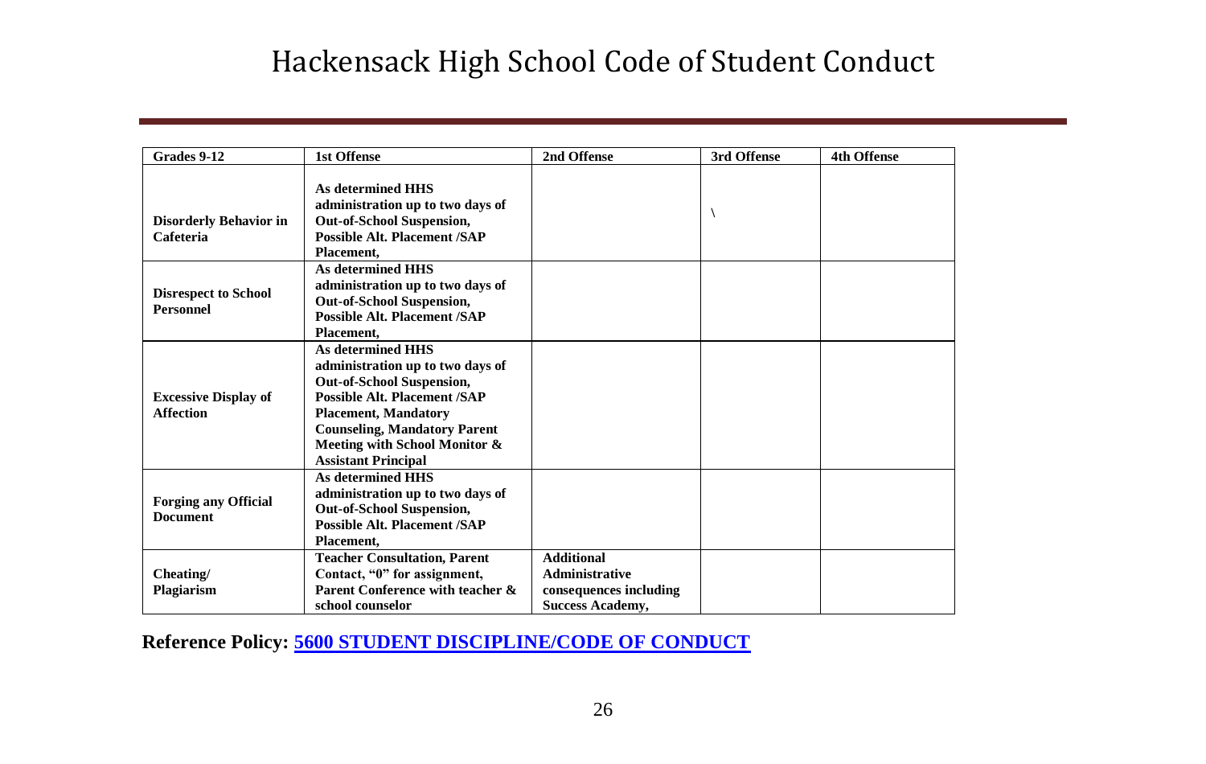# Hackensack High School Code of Student Conduct

| Grades 9-12 | 1st Offense | 2nd Offense | 3rd Offense | 4th Offense |
|---|---|---|---|---|
| **Disorderly Behavior in Cafeteria** | **As determined HHS administration up to two days of Out-of-School Suspension, Possible Alt. Placement /SAP Placement,** | | \ | |
| **Disrespect to School Personnel** | **As determined HHS administration up to two days of Out-of-School Suspension, Possible Alt. Placement /SAP Placement,** | | | |
| **Excessive Display of Affection** | **As determined HHS administration up to two days of Out-of-School Suspension, Possible Alt. Placement /SAP Placement, Mandatory Counseling, Mandatory Parent Meeting with School Monitor & Assistant Principal** | | | |
| **Forging any Official Document** | **As determined HHS administration up to two days of Out-of-School Suspension, Possible Alt. Placement /SAP Placement,** | | | |
| **Cheating/ Plagiarism** | **Teacher Consultation, Parent Contact, "0" for assignment, Parent Conference with teacher & school counselor** | **Additional Administrative consequences including Success Academy,** | | |

**Reference Policy: [5600 STUDENT DISCIPLINE/CODE OF CONDUCT]**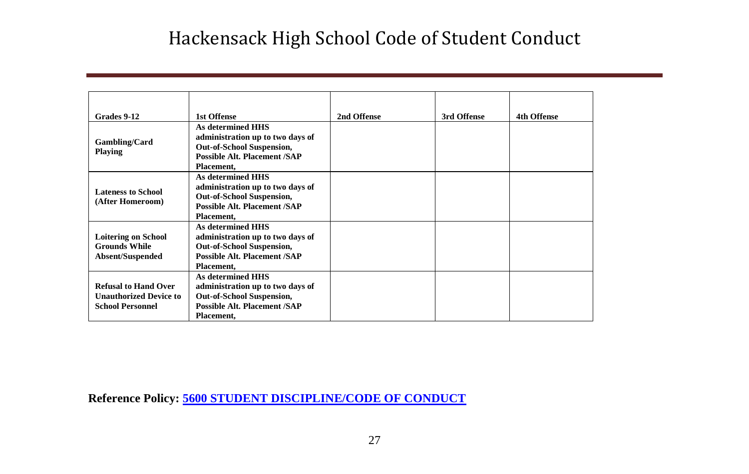# Hackensack High School Code of Student Conduct

| Grades 9-12 | 1st Offense | 2nd Offense | 3rd Offense | 4th Offense |
|---|---|---|---|---|
| **Gambling/Card Playing** | **As determined HHS administration up to two days of Out-of-School Suspension, Possible Alt. Placement /SAP Placement,** | | | |
| **Lateness to School (After Homeroom)** | **As determined HHS administration up to two days of Out-of-School Suspension, Possible Alt. Placement /SAP Placement,** | | | |
| **Loitering on School Grounds While Absent/Suspended** | **As determined HHS administration up to two days of Out-of-School Suspension, Possible Alt. Placement /SAP Placement,** | | | |
| **Refusal to Hand Over Unauthorized Device to School Personnel** | **As determined HHS administration up to two days of Out-of-School Suspension, Possible Alt. Placement /SAP Placement,** | | | |

**Reference Policy: 5600 STUDENT DISCIPLINE/CODE OF CONDUCT**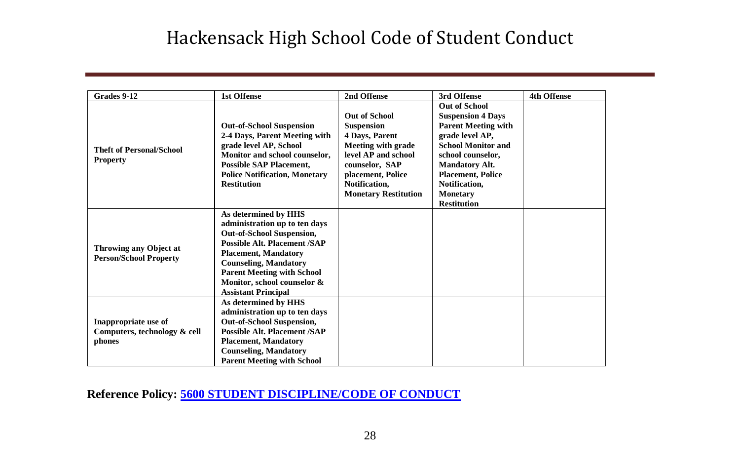# Hackensack High School Code of Student Conduct

| Grades 9-12 | 1st Offense | 2nd Offense | 3rd Offense | 4th Offense |
|---|---|---|---|---|
| **Theft of Personal/School Property** | **Out-of-School Suspension 2-4 Days, Parent Meeting with grade level AP, School Monitor and school counselor, Possible SAP Placement, Police Notification, Monetary Restitution** | **Out of School Suspension 4 Days, Parent Meeting with grade level AP and school counselor, SAP placement, Police Notification, Monetary Restitution** | **Out of School Suspension 4 Days Parent Meeting with grade level AP, School Monitor and school counselor, Mandatory Alt. Placement, Police Notification, Monetary Restitution** | |
| **Throwing any Object at Person/School Property** | **As determined by HHS administration up to ten days Out-of-School Suspension, Possible Alt. Placement /SAP Placement, Mandatory Counseling, Mandatory Parent Meeting with School Monitor, school counselor & Assistant Principal** | | | |
| **Inappropriate use of Computers, technology & cell phones** | **As determined by HHS administration up to ten days Out-of-School Suspension, Possible Alt. Placement /SAP Placement, Mandatory Counseling, Mandatory Parent Meeting with School** | | | |

**Reference Policy: [5600 STUDENT DISCIPLINE/CODE OF CONDUCT]()**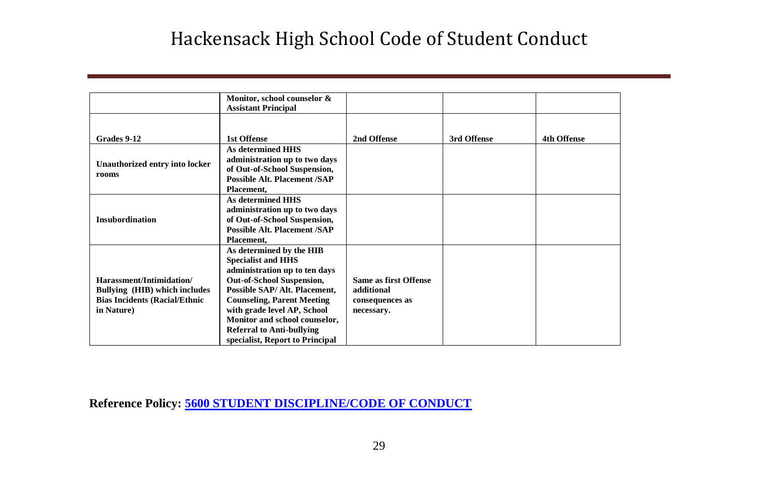# Hackensack High School Code of Student Conduct

| | Monitor, school counselor & Assistant Principal | | | |
|---|---|---|---|---|
| **Grades 9-12** | **1st Offense** | **2nd Offense** | **3rd Offense** | **4th Offense** |
| **Unauthorized entry into locker rooms** | **As determined HHS administration up to two days of Out-of-School Suspension, Possible Alt. Placement /SAP Placement,** | | | |
| **Insubordination** | **As determined HHS administration up to two days of Out-of-School Suspension, Possible Alt. Placement /SAP Placement,** | | | |
| **Harassment/Intimidation/ Bullying (HIB) which includes Bias Incidents (Racial/Ethnic in Nature)** | **As determined by the HIB Specialist and HHS administration up to ten days Out-of-School Suspension, Possible SAP/ Alt. Placement, Counseling, Parent Meeting with grade level AP, School Monitor and school counselor, Referral to Anti-bullying specialist, Report to Principal** | **Same as first Offense additional consequences as necessary.** | | |

**Reference Policy: [5600 STUDENT DISCIPLINE/CODE OF CONDUCT]**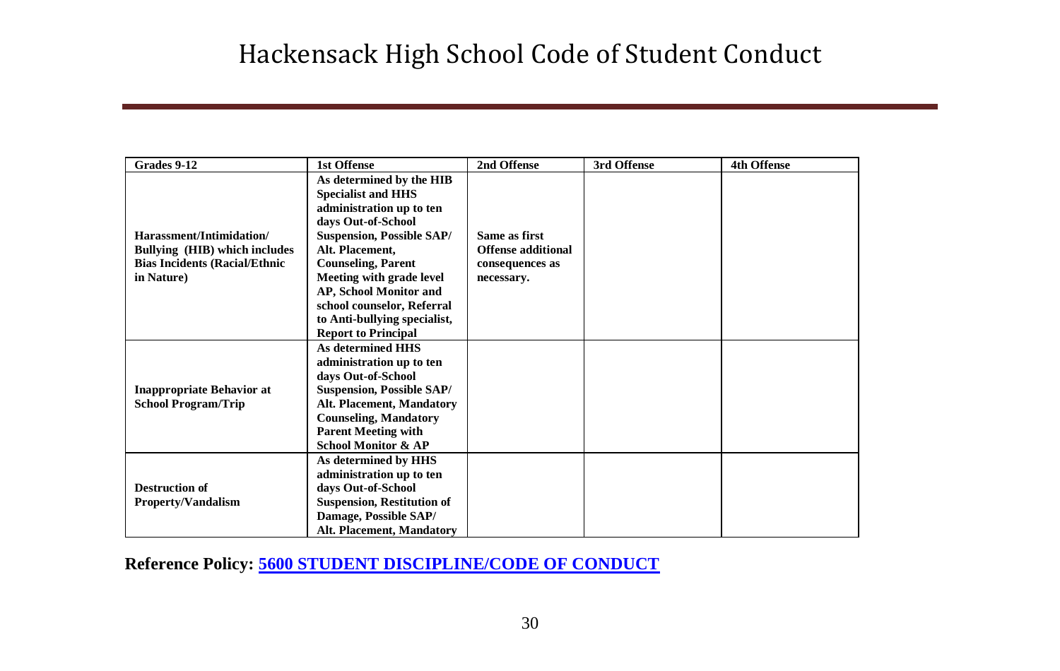# Hackensack High School Code of Student Conduct

| Grades 9-12 | 1st Offense | 2nd Offense | 3rd Offense | 4th Offense |
|---|---|---|---|---|
| **Harassment/Intimidation/ Bullying (HIB) which includes Bias Incidents (Racial/Ethnic in Nature)** | **As determined by the HIB Specialist and HHS administration up to ten days Out-of-School Suspension, Possible SAP/ Alt. Placement, Counseling, Parent Meeting with grade level AP, School Monitor and school counselor, Referral to Anti-bullying specialist, Report to Principal** | **Same as first Offense additional consequences as necessary.** | | |
| **Inappropriate Behavior at School Program/Trip** | **As determined HHS administration up to ten days Out-of-School Suspension, Possible SAP/ Alt. Placement, Mandatory Counseling, Mandatory Parent Meeting with School Monitor & AP** | | | |
| **Destruction of Property/Vandalism** | **As determined by HHS administration up to ten days Out-of-School Suspension, Restitution of Damage, Possible SAP/ Alt. Placement, Mandatory** | | | |

**Reference Policy: 5600 STUDENT DISCIPLINE/CODE OF CONDUCT**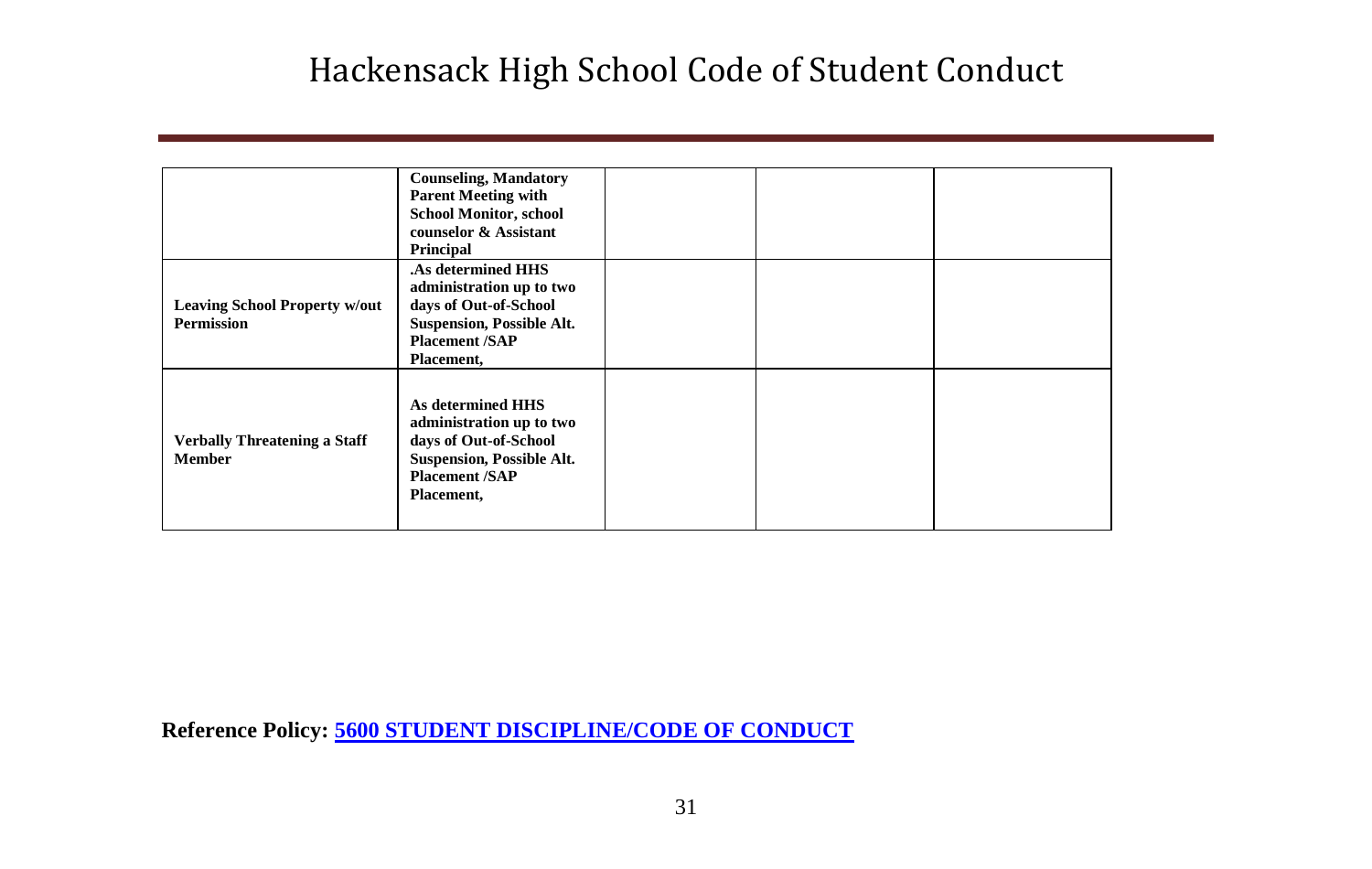| | | | | |
|---|---|---|---|---|
| | **Counseling, Mandatory Parent Meeting with School Monitor, school counselor & Assistant Principal** | | | |
| **Leaving School Property w/out Permission** | **.As determined HHS administration up to two days of Out-of-School Suspension, Possible Alt. Placement /SAP Placement,** | | | |
| **Verbally Threatening a Staff Member** | **As determined HHS administration up to two days of Out-of-School Suspension, Possible Alt. Placement /SAP Placement,** | | | |

**Reference Policy: 5600 STUDENT DISCIPLINE/CODE OF CONDUCT**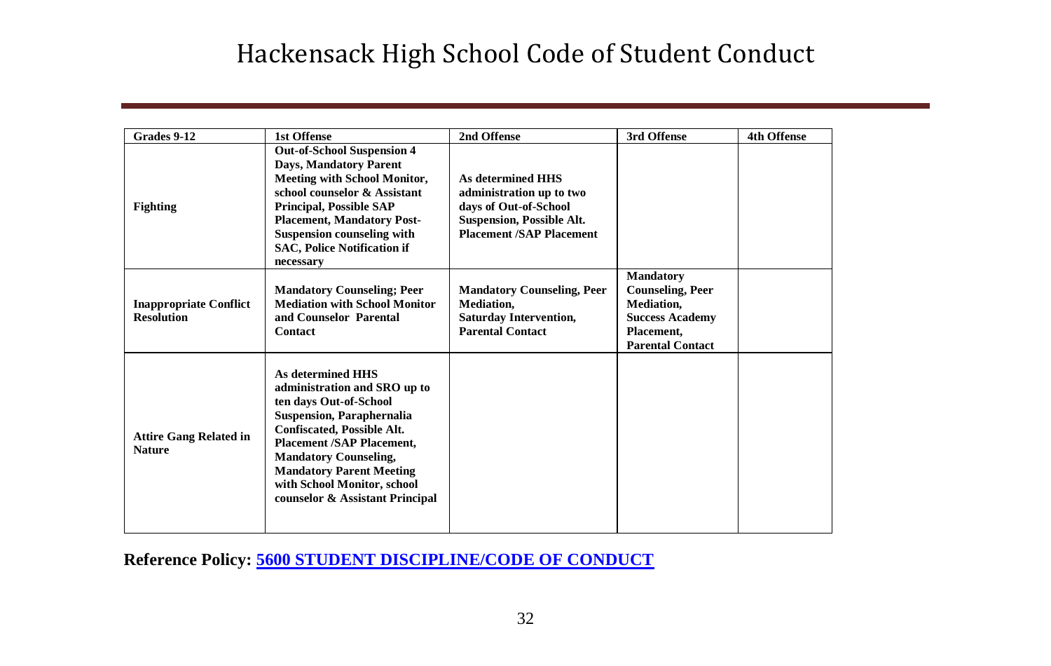# Hackensack High School Code of Student Conduct

| Grades 9-12 | 1st Offense | 2nd Offense | 3rd Offense | 4th Offense |
|---|---|---|---|---|
| **Fighting** | **Out-of-School Suspension 4 Days, Mandatory Parent Meeting with School Monitor, school counselor & Assistant Principal, Possible SAP Placement, Mandatory Post-Suspension counseling with SAC, Police Notification if necessary** | **As determined HHS administration up to two days of Out-of-School Suspension, Possible Alt. Placement /SAP Placement** | | |
| **Inappropriate Conflict Resolution** | **Mandatory Counseling; Peer Mediation with School Monitor and Counselor Parental Contact** | **Mandatory Counseling, Peer Mediation, Saturday Intervention, Parental Contact** | **Mandatory Counseling, Peer Mediation, Success Academy Placement, Parental Contact** | |
| **Attire Gang Related in Nature** | **As determined HHS administration and SRO up to ten days Out-of-School Suspension, Paraphernalia Confiscated, Possible Alt. Placement /SAP Placement, Mandatory Counseling, Mandatory Parent Meeting with School Monitor, school counselor & Assistant Principal** | | | |

**Reference Policy: [5600 STUDENT DISCIPLINE/CODE OF CONDUCT]()**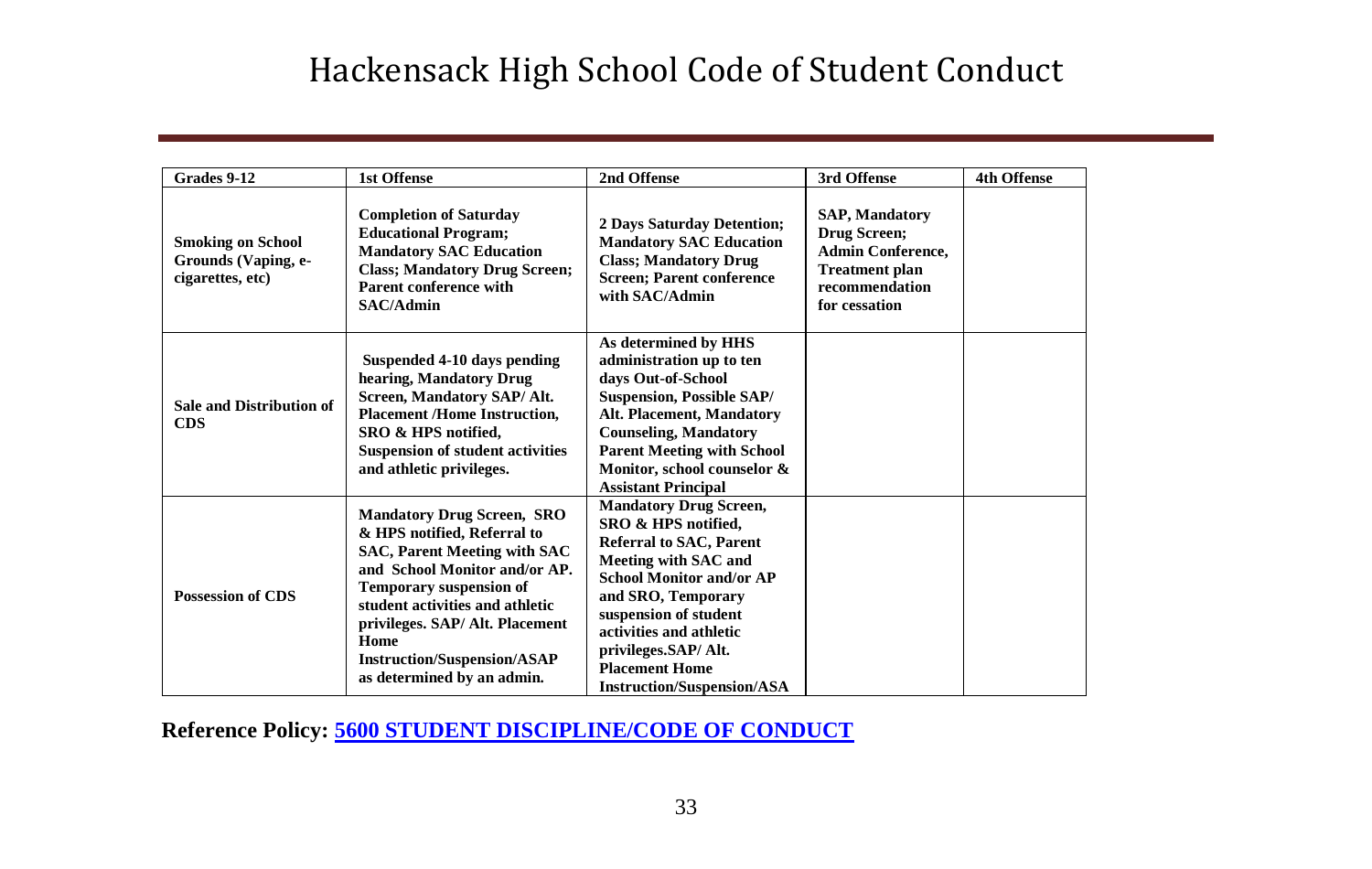# Hackensack High School Code of Student Conduct

| Grades 9-12 | 1st Offense | 2nd Offense | 3rd Offense | 4th Offense |
|---|---|---|---|---|
| **Smoking on School Grounds (Vaping, e-cigarettes, etc)** | **Completion of Saturday Educational Program; Mandatory SAC Education Class; Mandatory Drug Screen; Parent conference with SAC/Admin** | **2 Days Saturday Detention; Mandatory SAC Education Class; Mandatory Drug Screen; Parent conference with SAC/Admin** | **SAP, Mandatory Drug Screen; Admin Conference, Treatment plan recommendation for cessation** | |
| **Sale and Distribution of CDS** | **Suspended 4-10 days pending hearing, Mandatory Drug Screen, Mandatory SAP/ Alt. Placement /Home Instruction, SRO & HPS notified, Suspension of student activities and athletic privileges.** | **As determined by HHS administration up to ten days Out-of-School Suspension, Possible SAP/ Alt. Placement, Mandatory Counseling, Mandatory Parent Meeting with School Monitor, school counselor & Assistant Principal** | | |
| **Possession of CDS** | **Mandatory Drug Screen, SRO & HPS notified, Referral to SAC, Parent Meeting with SAC and School Monitor and/or AP. Temporary suspension of student activities and athletic privileges. SAP/ Alt. Placement Home Instruction/Suspension/ASAP as determined by an admin.** | **Mandatory Drug Screen, SRO & HPS notified, Referral to SAC, Parent Meeting with SAC and School Monitor and/or AP and SRO, Temporary suspension of student activities and athletic privileges.SAP/ Alt. Placement Home Instruction/Suspension/ASA** | | |

**Reference Policy: 5600 STUDENT DISCIPLINE/CODE OF CONDUCT**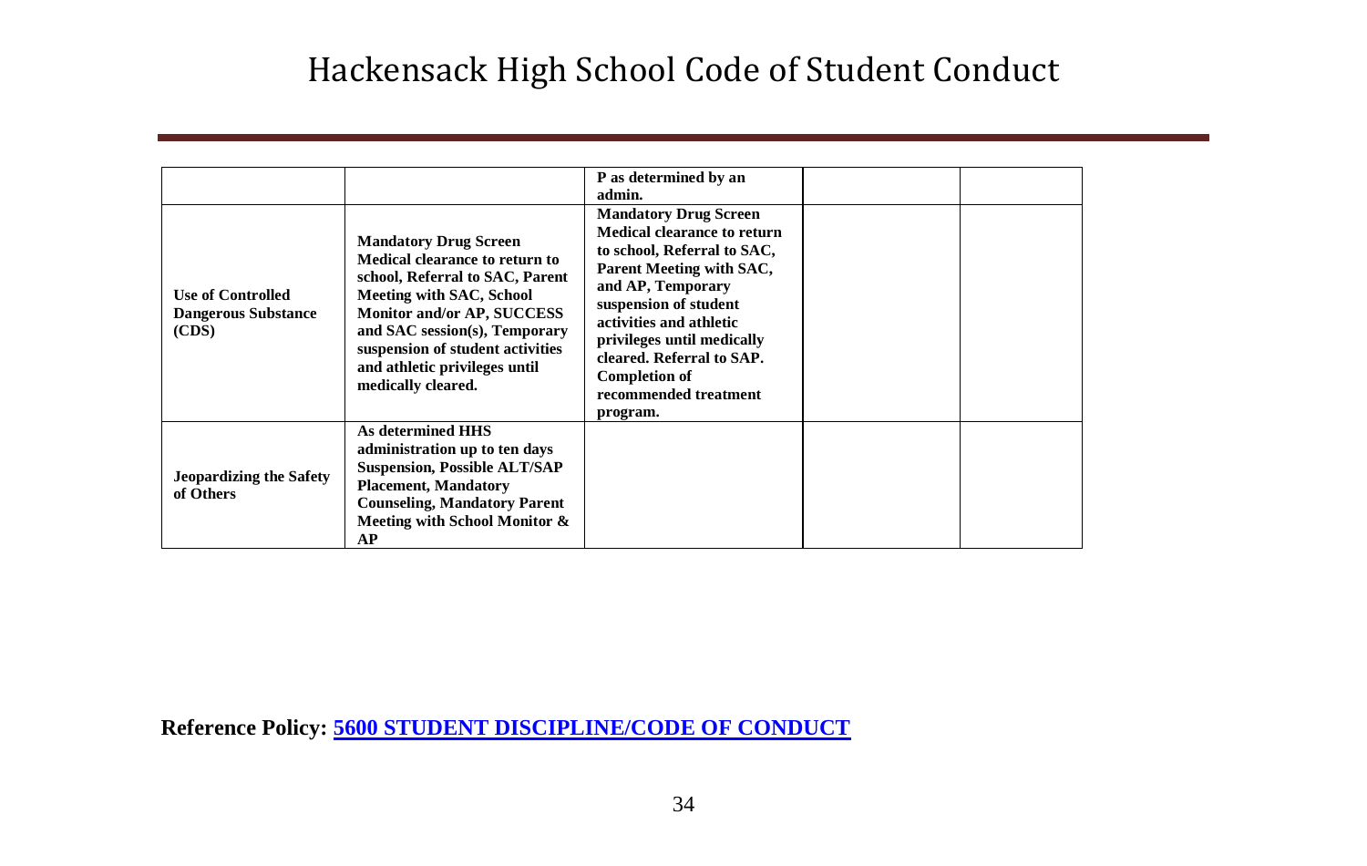| | | | | |
|---|---|---|---|---|
| | | P as determined by an admin. | | |
| **Use of Controlled Dangerous Substance (CDS)** | **Mandatory Drug Screen Medical clearance to return to school, Referral to SAC, Parent Meeting with SAC, School Monitor and/or AP, SUCCESS and SAC session(s), Temporary suspension of student activities and athletic privileges until medically cleared.** | **Mandatory Drug Screen Medical clearance to return to school, Referral to SAC, Parent Meeting with SAC, and AP, Temporary suspension of student activities and athletic privileges until medically cleared. Referral to SAP. Completion of recommended treatment program.** | | |
| **Jeopardizing the Safety of Others** | **As determined HHS administration up to ten days Suspension, Possible ALT/SAP Placement, Mandatory Counseling, Mandatory Parent Meeting with School Monitor & AP** | | | |

**Reference Policy: [5600 STUDENT DISCIPLINE/CODE OF CONDUCT]()**